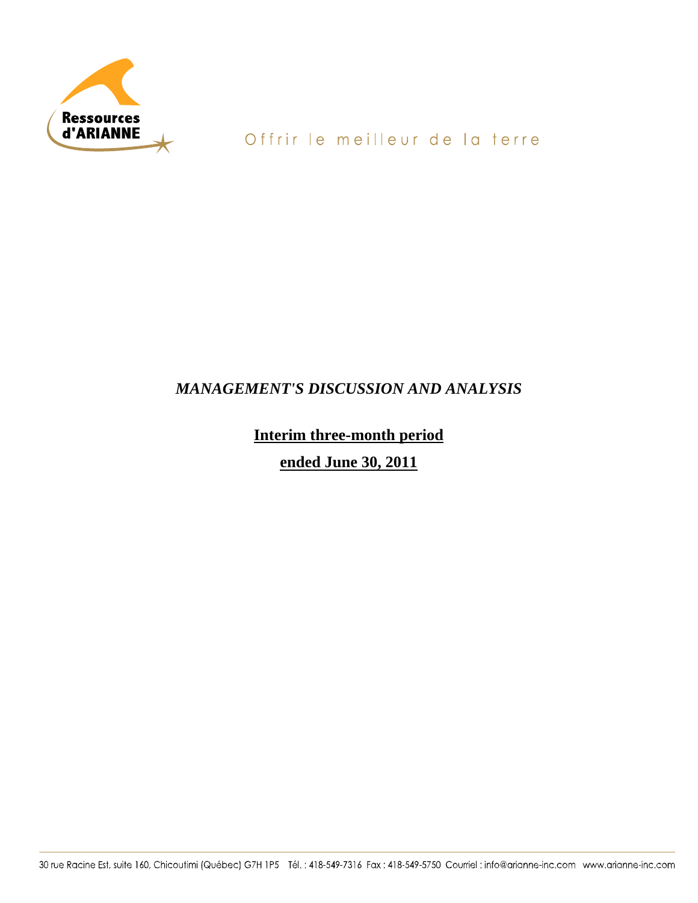Ressources d'ARIANNE

Offrir le meilleur de la terre

# *MANAGEMENT'S DISCUSSION AND ANALYSIS*

## Interim three-month period

## ended June 30, 2011

30 rue Racine Est, suite 160, Chicoutimi (Québec) G7H 1P5 Tél. : 418-549-7316 Fax : 418-549-5750 Courriel : info@arianne-inc.com www.arianne-inc.com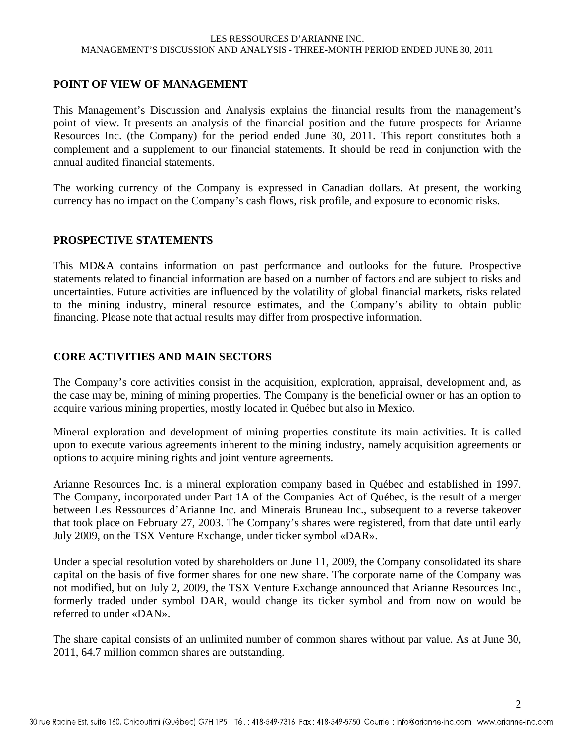## POINT OF VIEW OF MANAGEMENT

This Management's Discussion and Analysis explains the financial results from the management's point of view. It presents an analysis of the financial position and the future prospects for Arianne Resources Inc. (the Company) for the period ended June 30, 2011. This report constitutes both a complement and a supplement to our financial statements. It should be read in conjunction with the annual audited financial statements.

The working currency of the Company is expressed in Canadian dollars. At present, the working currency has no impact on the Company's cash flows, risk profile, and exposure to economic risks.

## PROSPECTIVE STATEMENTS

This MD&A contains information on past performance and outlooks for the future. Prospective statements related to financial information are based on a number of factors and are subject to risks and uncertainties. Future activities are influenced by the volatility of global financial markets, risks related to the mining industry, mineral resource estimates, and the Company's ability to obtain public financing. Please note that actual results may differ from prospective information.

## CORE ACTIVITIES AND MAIN SECTORS

The Company's core activities consist in the acquisition, exploration, appraisal, development and, as the case may be, mining of mining properties. The Company is the beneficial owner or has an option to acquire various mining properties, mostly located in Québec but also in Mexico.

Mineral exploration and development of mining properties constitute its main activities. It is called upon to execute various agreements inherent to the mining industry, namely acquisition agreements or options to acquire mining rights and joint venture agreements.

Arianne Resources Inc. is a mineral exploration company based in Québec and established in 1997. The Company, incorporated under Part 1A of the Companies Act of Québec, is the result of a merger between Les Ressources d'Arianne Inc. and Minerais Bruneau Inc., subsequent to a reverse takeover that took place on February 27, 2003. The Company's shares were registered, from that date until early July 2009, on the TSX Venture Exchange, under ticker symbol «DAR».

Under a special resolution voted by shareholders on June 11, 2009, the Company consolidated its share capital on the basis of five former shares for one new share. The corporate name of the Company was not modified, but on July 2, 2009, the TSX Venture Exchange announced that Arianne Resources Inc., formerly traded under symbol DAR, would change its ticker symbol and from now on would be referred to under «DAN».

The share capital consists of an unlimited number of common shares without par value. As at June 30, 2011, 64.7 million common shares are outstanding.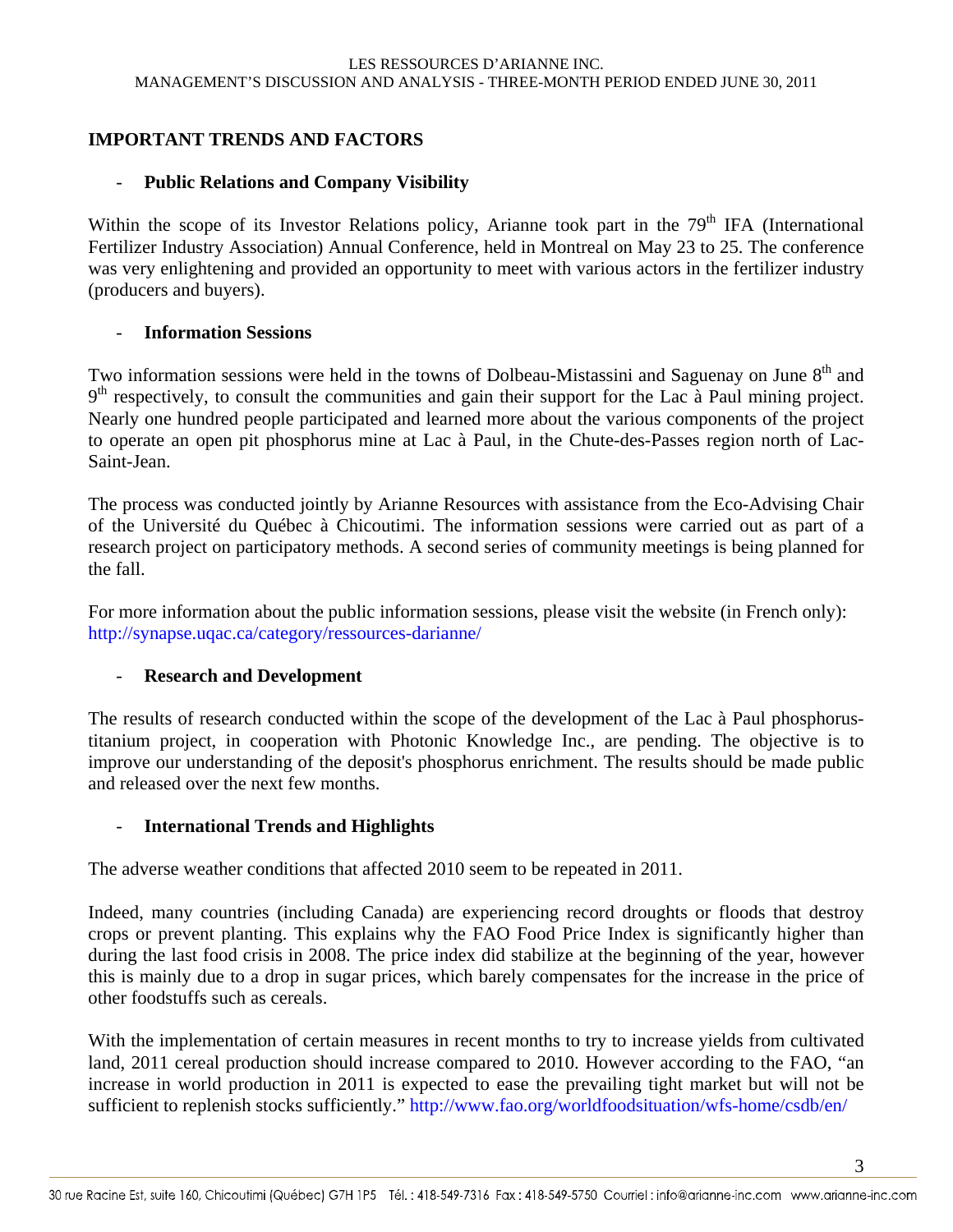## IMPORTANT TRENDS AND FACTORS

- **Public Relations and Company Visibility**

Within the scope of its Investor Relations policy, Arianne took part in the 79th IFA (International Fertilizer Industry Association) Annual Conference, held in Montreal on May 23 to 25. The conference was very enlightening and provided an opportunity to meet with various actors in the fertilizer industry (producers and buyers).

- **Information Sessions**

Two information sessions were held in the towns of Dolbeau-Mistassini and Saguenay on June 8th and 9th respectively, to consult the communities and gain their support for the Lac à Paul mining project. Nearly one hundred people participated and learned more about the various components of the project to operate an open pit phosphorus mine at Lac à Paul, in the Chute-des-Passes region north of Lac-Saint-Jean.

The process was conducted jointly by Arianne Resources with assistance from the Eco-Advising Chair of the Université du Québec à Chicoutimi. The information sessions were carried out as part of a research project on participatory methods. A second series of community meetings is being planned for the fall.

For more information about the public information sessions, please visit the website (in French only): http://synapse.uqac.ca/category/ressources-darianne/

- **Research and Development**

The results of research conducted within the scope of the development of the Lac à Paul phosphorus-titanium project, in cooperation with Photonic Knowledge Inc., are pending. The objective is to improve our understanding of the deposit's phosphorus enrichment. The results should be made public and released over the next few months.

- **International Trends and Highlights**

The adverse weather conditions that affected 2010 seem to be repeated in 2011.

Indeed, many countries (including Canada) are experiencing record droughts or floods that destroy crops or prevent planting. This explains why the FAO Food Price Index is significantly higher than during the last food crisis in 2008. The price index did stabilize at the beginning of the year, however this is mainly due to a drop in sugar prices, which barely compensates for the increase in the price of other foodstuffs such as cereals.

With the implementation of certain measures in recent months to try to increase yields from cultivated land, 2011 cereal production should increase compared to 2010. However according to the FAO, "an increase in world production in 2011 is expected to ease the prevailing tight market but will not be sufficient to replenish stocks sufficiently." http://www.fao.org/worldfoodsituation/wfs-home/csdb/en/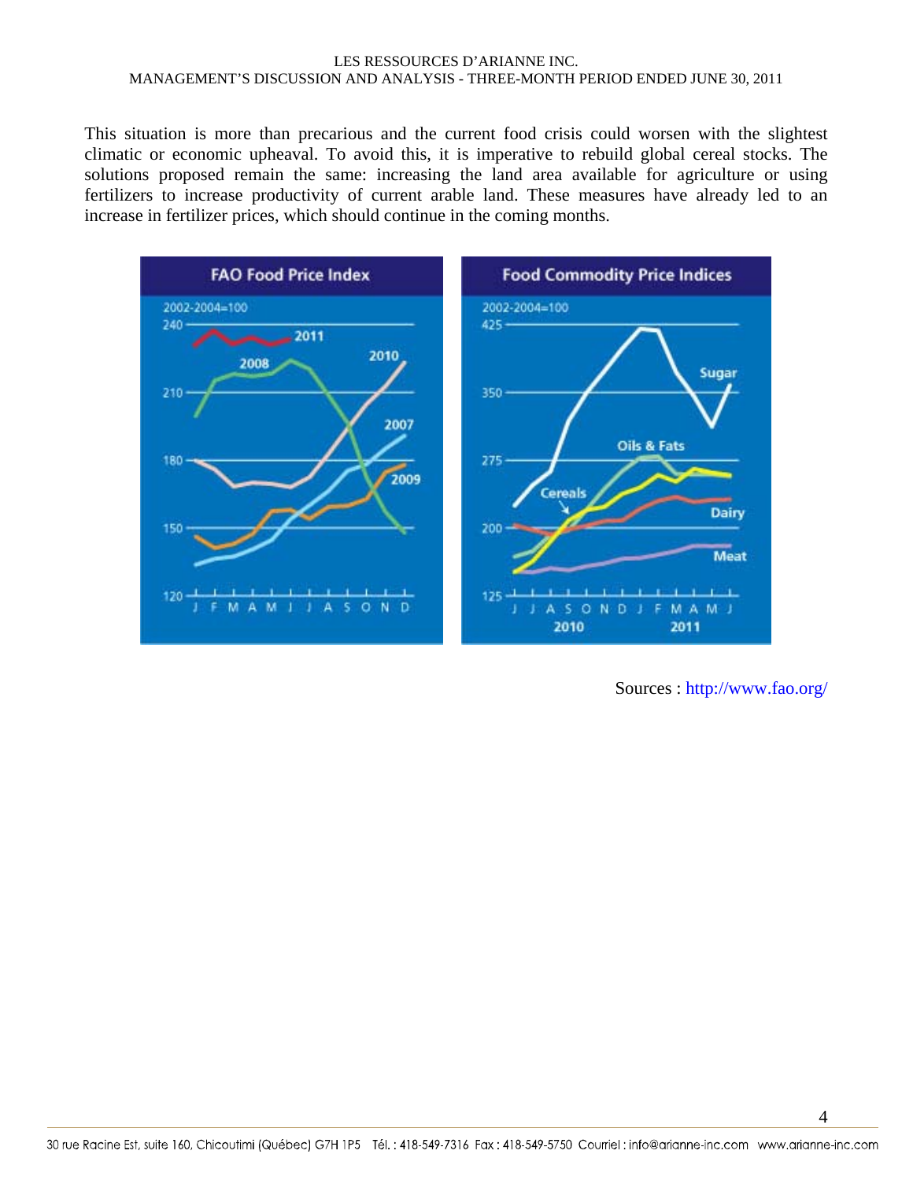This situation is more than precarious and the current food crisis could worsen with the slightest climatic or economic upheaval. To avoid this, it is imperative to rebuild global cereal stocks. The solutions proposed remain the same: increasing the land area available for agriculture or using fertilizers to increase productivity of current arable land. These measures have already led to an increase in fertilizer prices, which should continue in the coming months.

Sources : http://www.fao.org/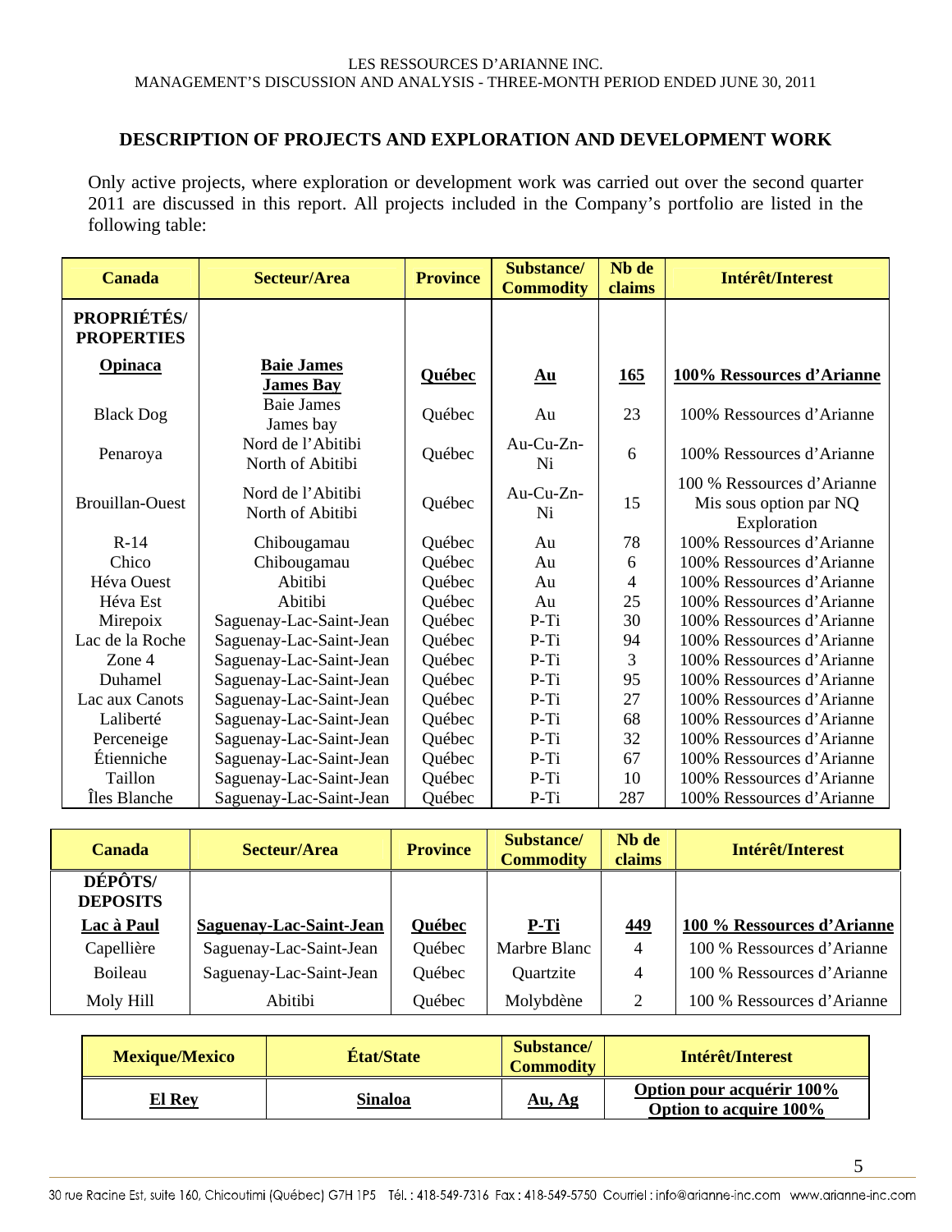## DESCRIPTION OF PROJECTS AND EXPLORATION AND DEVELOPMENT WORK

Only active projects, where exploration or development work was carried out over the second quarter 2011 are discussed in this report. All projects included in the Company's portfolio are listed in the following table:

| Canada | Secteur/Area | Province | Substance/ Commodity | Nb de claims | Intérêt/Interest |
|---|---|---|---|---|---|
| **PROPRIÉTÉS/ PROPERTIES** | | | | | |
| **Opinaca** | **Baie James James Bay** | **Québec** | **Au** | **165** | **100% Ressources d'Arianne** |
| Black Dog | Baie James James bay | Québec | Au | 23 | 100% Ressources d'Arianne |
| Penaroya | Nord de l'Abitibi North of Abitibi | Québec | Au-Cu-Zn-Ni | 6 | 100% Ressources d'Arianne |
| Brouillan-Ouest | Nord de l'Abitibi North of Abitibi | Québec | Au-Cu-Zn-Ni | 15 | 100 % Ressources d'Arianne Mis sous option par NQ Exploration |
| R-14 | Chibougamau | Québec | Au | 78 | 100% Ressources d'Arianne |
| Chico | Chibougamau | Québec | Au | 6 | 100% Ressources d'Arianne |
| Héva Ouest | Abitibi | Québec | Au | 4 | 100% Ressources d'Arianne |
| Héva Est | Abitibi | Québec | Au | 25 | 100% Ressources d'Arianne |
| Mirepoix | Saguenay-Lac-Saint-Jean | Québec | P-Ti | 30 | 100% Ressources d'Arianne |
| Lac de la Roche | Saguenay-Lac-Saint-Jean | Québec | P-Ti | 94 | 100% Ressources d'Arianne |
| Zone 4 | Saguenay-Lac-Saint-Jean | Québec | P-Ti | 3 | 100% Ressources d'Arianne |
| Duhamel | Saguenay-Lac-Saint-Jean | Québec | P-Ti | 95 | 100% Ressources d'Arianne |
| Lac aux Canots | Saguenay-Lac-Saint-Jean | Québec | P-Ti | 27 | 100% Ressources d'Arianne |
| Laliberté | Saguenay-Lac-Saint-Jean | Québec | P-Ti | 68 | 100% Ressources d'Arianne |
| Perceneige | Saguenay-Lac-Saint-Jean | Québec | P-Ti | 32 | 100% Ressources d'Arianne |
| Étienniche | Saguenay-Lac-Saint-Jean | Québec | P-Ti | 67 | 100% Ressources d'Arianne |
| Taillon | Saguenay-Lac-Saint-Jean | Québec | P-Ti | 10 | 100% Ressources d'Arianne |
| Îles Blanche | Saguenay-Lac-Saint-Jean | Québec | P-Ti | 287 | 100% Ressources d'Arianne |

| Canada | Secteur/Area | Province | Substance/ Commodity | Nb de claims | Intérêt/Interest |
|---|---|---|---|---|---|
| **DÉPÔTS/ DEPOSITS** | | | | | |
| **Lac à Paul** | **Saguenay-Lac-Saint-Jean** | **Québec** | **P-Ti** | **449** | **100 % Ressources d'Arianne** |
| Capellière | Saguenay-Lac-Saint-Jean | Québec | Marbre Blanc | 4 | 100 % Ressources d'Arianne |
| Boileau | Saguenay-Lac-Saint-Jean | Québec | Quartzite | 4 | 100 % Ressources d'Arianne |
| Moly Hill | Abitibi | Québec | Molybdène | 2 | 100 % Ressources d'Arianne |

| Mexique/Mexico | État/State | Substance/ Commodity | Intérêt/Interest |
|---|---|---|---|
| **El Rey** | **Sinaloa** | **Au, Ag** | **Option pour acquérir 100% Option to acquire 100%** |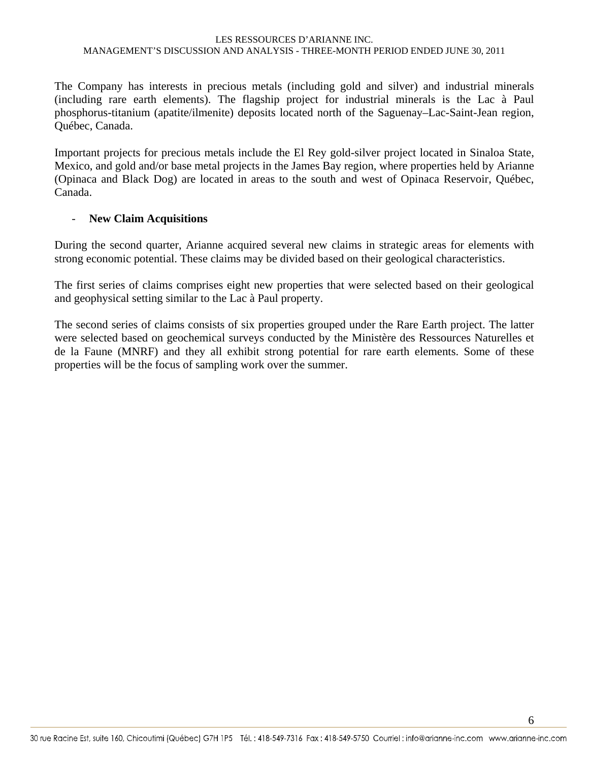The Company has interests in precious metals (including gold and silver) and industrial minerals (including rare earth elements). The flagship project for industrial minerals is the Lac à Paul phosphorus-titanium (apatite/ilmenite) deposits located north of the Saguenay–Lac-Saint-Jean region, Québec, Canada.

Important projects for precious metals include the El Rey gold-silver project located in Sinaloa State, Mexico, and gold and/or base metal projects in the James Bay region, where properties held by Arianne (Opinaca and Black Dog) are located in areas to the south and west of Opinaca Reservoir, Québec, Canada.

- **New Claim Acquisitions**

During the second quarter, Arianne acquired several new claims in strategic areas for elements with strong economic potential. These claims may be divided based on their geological characteristics.

The first series of claims comprises eight new properties that were selected based on their geological and geophysical setting similar to the Lac à Paul property.

The second series of claims consists of six properties grouped under the Rare Earth project. The latter were selected based on geochemical surveys conducted by the Ministère des Ressources Naturelles et de la Faune (MNRF) and they all exhibit strong potential for rare earth elements. Some of these properties will be the focus of sampling work over the summer.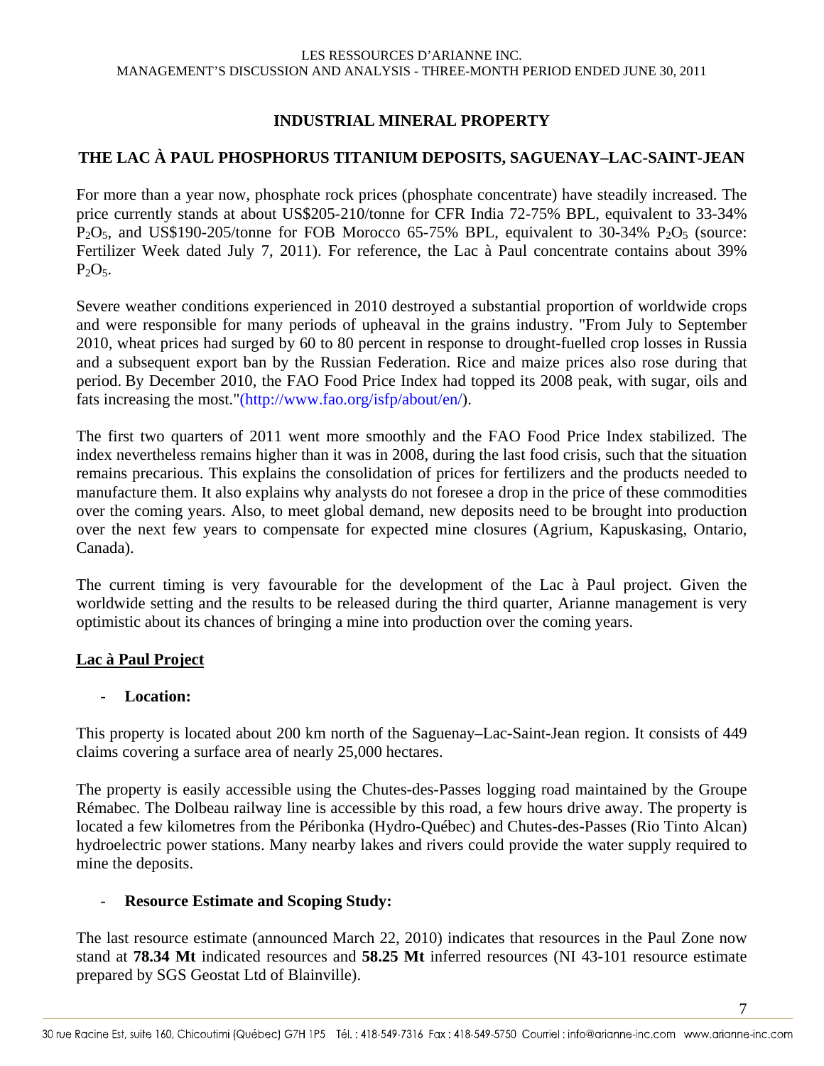## INDUSTRIAL MINERAL PROPERTY

## THE LAC À PAUL PHOSPHORUS TITANIUM DEPOSITS, SAGUENAY–LAC-SAINT-JEAN

For more than a year now, phosphate rock prices (phosphate concentrate) have steadily increased. The price currently stands at about US$205-210/tonne for CFR India 72-75% BPL, equivalent to 33-34% $P_2O_5$, and US$190-205/tonne for FOB Morocco 65-75% BPL, equivalent to 30-34% $P_2O_5$ (source: Fertilizer Week dated July 7, 2011). For reference, the Lac à Paul concentrate contains about 39% $P_2O_5$.

Severe weather conditions experienced in 2010 destroyed a substantial proportion of worldwide crops and were responsible for many periods of upheaval in the grains industry. "From July to September 2010, wheat prices had surged by 60 to 80 percent in response to drought-fuelled crop losses in Russia and a subsequent export ban by the Russian Federation. Rice and maize prices also rose during that period. By December 2010, the FAO Food Price Index had topped its 2008 peak, with sugar, oils and fats increasing the most."(http://www.fao.org/isfp/about/en/).

The first two quarters of 2011 went more smoothly and the FAO Food Price Index stabilized. The index nevertheless remains higher than it was in 2008, during the last food crisis, such that the situation remains precarious. This explains the consolidation of prices for fertilizers and the products needed to manufacture them. It also explains why analysts do not foresee a drop in the price of these commodities over the coming years. Also, to meet global demand, new deposits need to be brought into production over the next few years to compensate for expected mine closures (Agrium, Kapuskasing, Ontario, Canada).

The current timing is very favourable for the development of the Lac à Paul project. Given the worldwide setting and the results to be released during the third quarter, Arianne management is very optimistic about its chances of bringing a mine into production over the coming years.

### Lac à Paul Project

- **Location:**

This property is located about 200 km north of the Saguenay–Lac-Saint-Jean region. It consists of 449 claims covering a surface area of nearly 25,000 hectares.

The property is easily accessible using the Chutes-des-Passes logging road maintained by the Groupe Rémabec. The Dolbeau railway line is accessible by this road, a few hours drive away. The property is located a few kilometres from the Péribonka (Hydro-Québec) and Chutes-des-Passes (Rio Tinto Alcan) hydroelectric power stations. Many nearby lakes and rivers could provide the water supply required to mine the deposits.

- **Resource Estimate and Scoping Study:**

The last resource estimate (announced March 22, 2010) indicates that resources in the Paul Zone now stand at **78.34 Mt** indicated resources and **58.25 Mt** inferred resources (NI 43-101 resource estimate prepared by SGS Geostat Ltd of Blainville).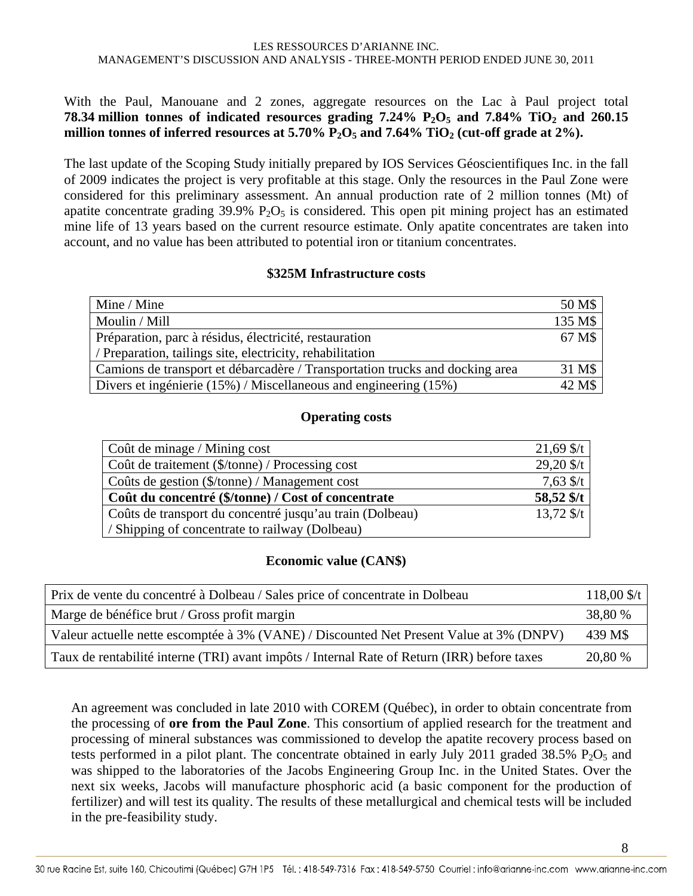With the Paul, Manouane and 2 zones, aggregate resources on the Lac à Paul project total **78.34 million tonnes of indicated resources grading 7.24% $P_2O_5$ and 7.84% $TiO_2$ and 260.15 million tonnes of inferred resources at 5.70% $P_2O_5$ and 7.64% $TiO_2$ (cut-off grade at 2%).**

The last update of the Scoping Study initially prepared by IOS Services Géoscientifiques Inc. in the fall of 2009 indicates the project is very profitable at this stage. Only the resources in the Paul Zone were considered for this preliminary assessment. An annual production rate of 2 million tonnes (Mt) of apatite concentrate grading 39.9% $P_2O_5$ is considered. This open pit mining project has an estimated mine life of 13 years based on the current resource estimate. Only apatite concentrates are taken into account, and no value has been attributed to potential iron or titanium concentrates.

**$325M Infrastructure costs**

| | |
|---|---|
| Mine / Mine | 50 M$ |
| Moulin / Mill | 135 M$ |
| Préparation, parc à résidus, électricité, restauration / Preparation, tailings site, electricity, rehabilitation | 67 M$ |
| Camions de transport et débarcadère / Transportation trucks and docking area | 31 M$ |
| Divers et ingénierie (15%) / Miscellaneous and engineering (15%) | 42 M$ |

**Operating costs**

| | |
|---|---|
| Coût de minage / Mining cost | 21,69 $/t |
| Coût de traitement ($/tonne) / Processing cost | 29,20 $/t |
| Coûts de gestion ($/tonne) / Management cost | 7,63 $/t |
| **Coût du concentré ($/tonne) / Cost of concentrate** | **58,52 $/t** |
| Coûts de transport du concentré jusqu'au train (Dolbeau) / Shipping of concentrate to railway (Dolbeau) | 13,72 $/t |

**Economic value (CAN$)**

| | |
|---|---|
| Prix de vente du concentré à Dolbeau / Sales price of concentrate in Dolbeau | 118,00 $/t |
| Marge de bénéfice brut / Gross profit margin | 38,80 % |
| Valeur actuelle nette escomptée à 3% (VANE) / Discounted Net Present Value at 3% (DNPV) | 439 M$ |
| Taux de rentabilité interne (TRI) avant impôts / Internal Rate of Return (IRR) before taxes | 20,80 % |

An agreement was concluded in late 2010 with COREM (Québec), in order to obtain concentrate from the processing of **ore from the Paul Zone**. This consortium of applied research for the treatment and processing of mineral substances was commissioned to develop the apatite recovery process based on tests performed in a pilot plant. The concentrate obtained in early July 2011 graded 38.5% $P_2O_5$ and was shipped to the laboratories of the Jacobs Engineering Group Inc. in the United States. Over the next six weeks, Jacobs will manufacture phosphoric acid (a basic component for the production of fertilizer) and will test its quality. The results of these metallurgical and chemical tests will be included in the pre-feasibility study.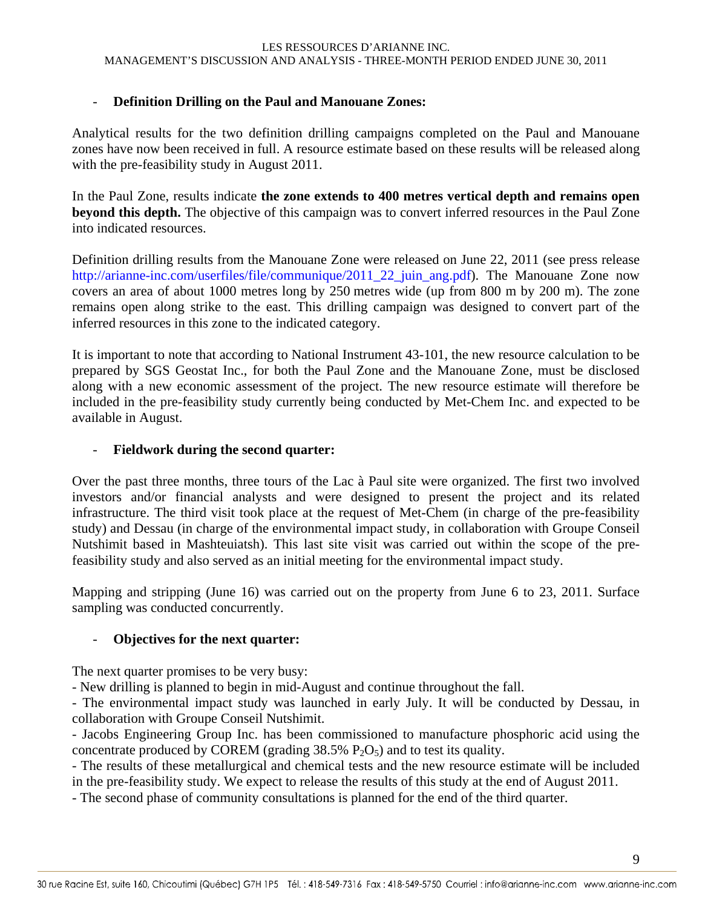- **Definition Drilling on the Paul and Manouane Zones:**

Analytical results for the two definition drilling campaigns completed on the Paul and Manouane zones have now been received in full. A resource estimate based on these results will be released along with the pre-feasibility study in August 2011.

In the Paul Zone, results indicate **the zone extends to 400 metres vertical depth and remains open beyond this depth.** The objective of this campaign was to convert inferred resources in the Paul Zone into indicated resources.

Definition drilling results from the Manouane Zone were released on June 22, 2011 (see press release http://arianne-inc.com/userfiles/file/communique/2011_22_juin_ang.pdf). The Manouane Zone now covers an area of about 1000 metres long by 250 metres wide (up from 800 m by 200 m). The zone remains open along strike to the east. This drilling campaign was designed to convert part of the inferred resources in this zone to the indicated category.

It is important to note that according to National Instrument 43-101, the new resource calculation to be prepared by SGS Geostat Inc., for both the Paul Zone and the Manouane Zone, must be disclosed along with a new economic assessment of the project. The new resource estimate will therefore be included in the pre-feasibility study currently being conducted by Met-Chem Inc. and expected to be available in August.

- **Fieldwork during the second quarter:**

Over the past three months, three tours of the Lac à Paul site were organized. The first two involved investors and/or financial analysts and were designed to present the project and its related infrastructure. The third visit took place at the request of Met-Chem (in charge of the pre-feasibility study) and Dessau (in charge of the environmental impact study, in collaboration with Groupe Conseil Nutshimit based in Mashteuiatsh). This last site visit was carried out within the scope of the pre-feasibility study and also served as an initial meeting for the environmental impact study.

Mapping and stripping (June 16) was carried out on the property from June 6 to 23, 2011. Surface sampling was conducted concurrently.

- **Objectives for the next quarter:**

The next quarter promises to be very busy:

- New drilling is planned to begin in mid-August and continue throughout the fall.
- The environmental impact study was launched in early July. It will be conducted by Dessau, in collaboration with Groupe Conseil Nutshimit.
- Jacobs Engineering Group Inc. has been commissioned to manufacture phosphoric acid using the concentrate produced by COREM (grading 38.5% $P_2O_5$) and to test its quality.
- The results of these metallurgical and chemical tests and the new resource estimate will be included in the pre-feasibility study. We expect to release the results of this study at the end of August 2011.
- The second phase of community consultations is planned for the end of the third quarter.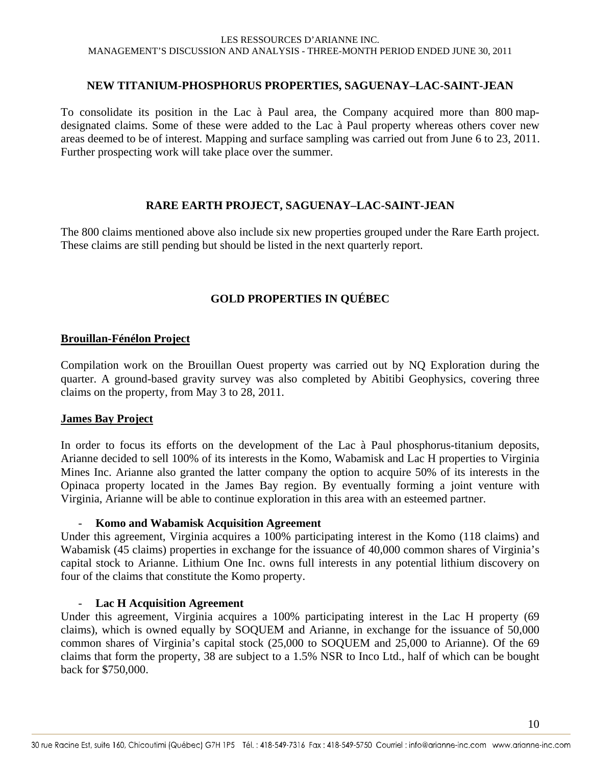## NEW TITANIUM-PHOSPHORUS PROPERTIES, SAGUENAY–LAC-SAINT-JEAN

To consolidate its position in the Lac à Paul area, the Company acquired more than 800 map-designated claims. Some of these were added to the Lac à Paul property whereas others cover new areas deemed to be of interest. Mapping and surface sampling was carried out from June 6 to 23, 2011. Further prospecting work will take place over the summer.

## RARE EARTH PROJECT, SAGUENAY–LAC-SAINT-JEAN

The 800 claims mentioned above also include six new properties grouped under the Rare Earth project. These claims are still pending but should be listed in the next quarterly report.

## GOLD PROPERTIES IN QUÉBEC

### Brouillan-Fénélon Project

Compilation work on the Brouillan Ouest property was carried out by NQ Exploration during the quarter. A ground-based gravity survey was also completed by Abitibi Geophysics, covering three claims on the property, from May 3 to 28, 2011.

### James Bay Project

In order to focus its efforts on the development of the Lac à Paul phosphorus-titanium deposits, Arianne decided to sell 100% of its interests in the Komo, Wabamisk and Lac H properties to Virginia Mines Inc. Arianne also granted the latter company the option to acquire 50% of its interests in the Opinaca property located in the James Bay region. By eventually forming a joint venture with Virginia, Arianne will be able to continue exploration in this area with an esteemed partner.

- **Komo and Wabamisk Acquisition Agreement**

Under this agreement, Virginia acquires a 100% participating interest in the Komo (118 claims) and Wabamisk (45 claims) properties in exchange for the issuance of 40,000 common shares of Virginia's capital stock to Arianne. Lithium One Inc. owns full interests in any potential lithium discovery on four of the claims that constitute the Komo property.

- **Lac H Acquisition Agreement**

Under this agreement, Virginia acquires a 100% participating interest in the Lac H property (69 claims), which is owned equally by SOQUEM and Arianne, in exchange for the issuance of 50,000 common shares of Virginia's capital stock (25,000 to SOQUEM and 25,000 to Arianne). Of the 69 claims that form the property, 38 are subject to a 1.5% NSR to Inco Ltd., half of which can be bought back for $750,000.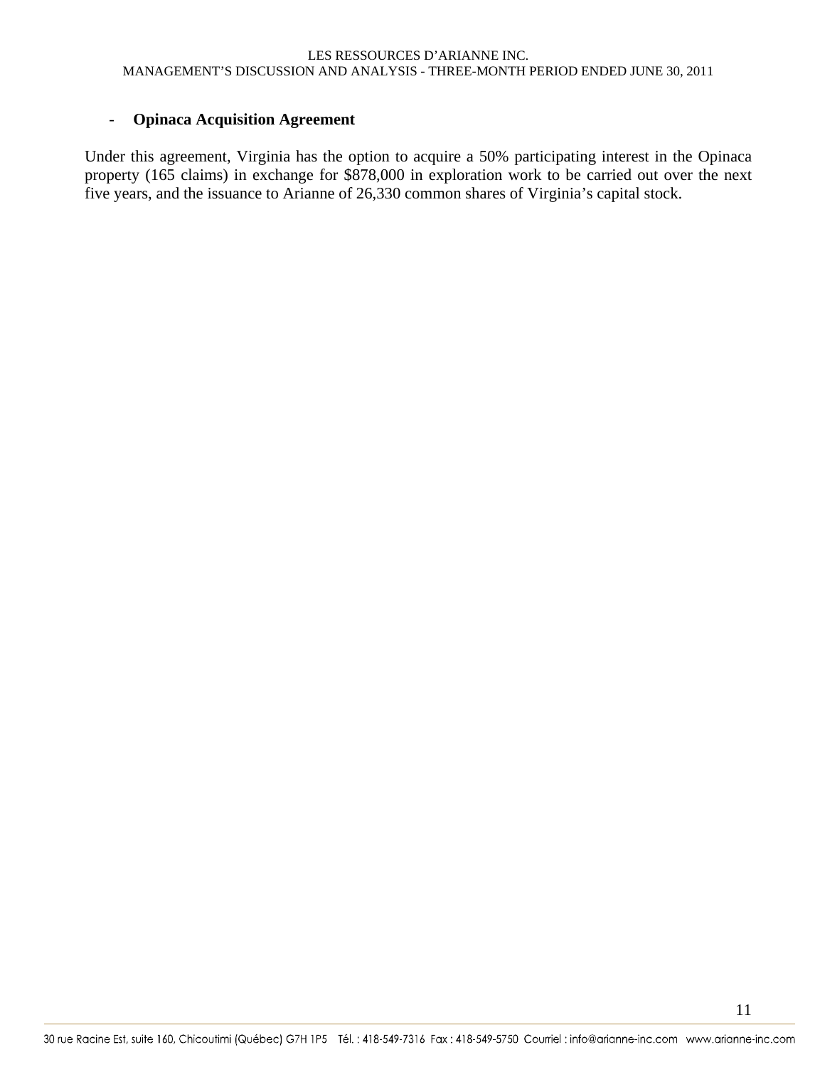- **Opinaca Acquisition Agreement**

Under this agreement, Virginia has the option to acquire a 50% participating interest in the Opinaca property (165 claims) in exchange for $878,000 in exploration work to be carried out over the next five years, and the issuance to Arianne of 26,330 common shares of Virginia's capital stock.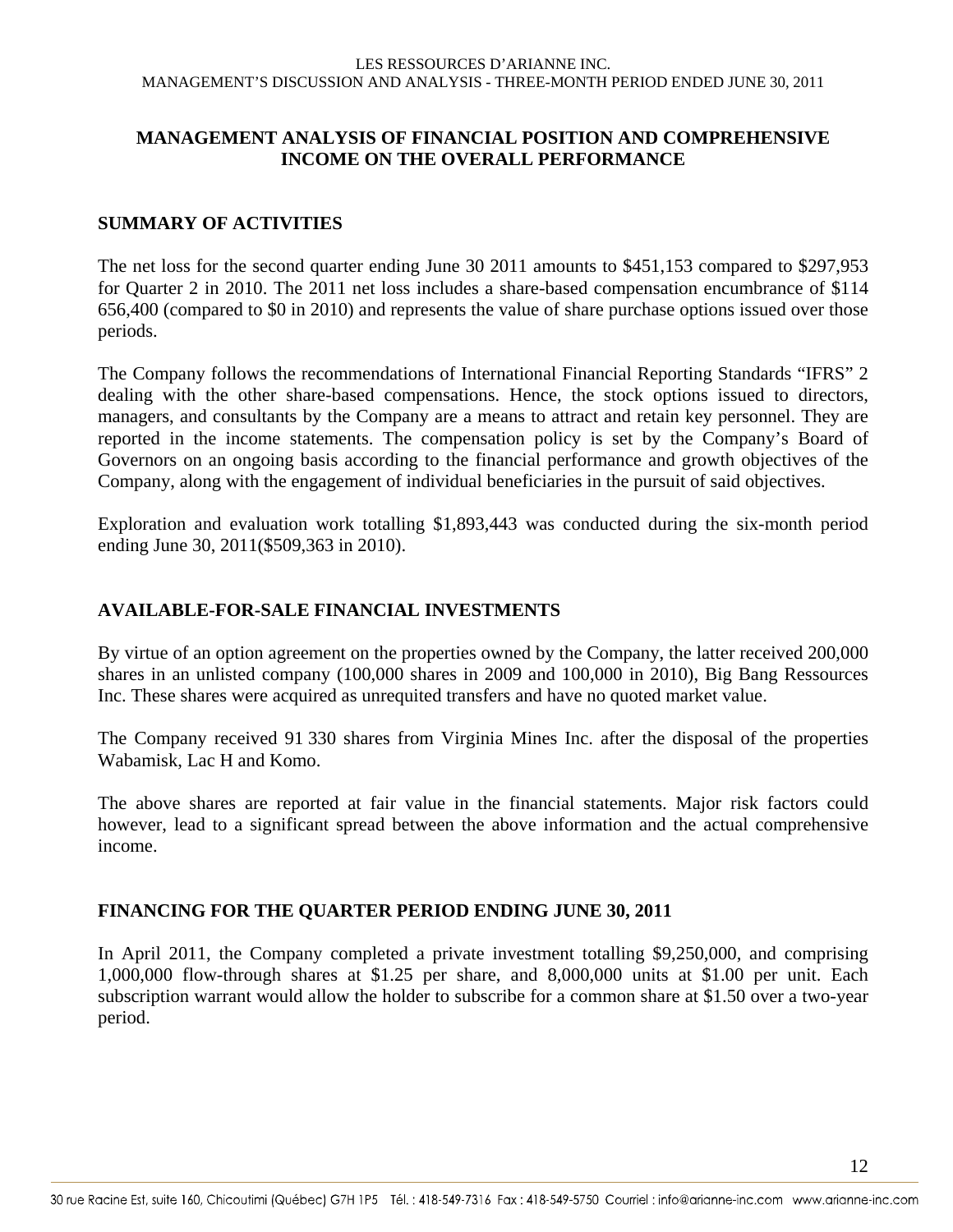## MANAGEMENT ANALYSIS OF FINANCIAL POSITION AND COMPREHENSIVE INCOME ON THE OVERALL PERFORMANCE

### SUMMARY OF ACTIVITIES

The net loss for the second quarter ending June 30 2011 amounts to $451,153 compared to $297,953 for Quarter 2 in 2010. The 2011 net loss includes a share-based compensation encumbrance of $114 656,400 (compared to $0 in 2010) and represents the value of share purchase options issued over those periods.

The Company follows the recommendations of International Financial Reporting Standards "IFRS" 2 dealing with the other share-based compensations. Hence, the stock options issued to directors, managers, and consultants by the Company are a means to attract and retain key personnel. They are reported in the income statements. The compensation policy is set by the Company's Board of Governors on an ongoing basis according to the financial performance and growth objectives of the Company, along with the engagement of individual beneficiaries in the pursuit of said objectives.

Exploration and evaluation work totalling $1,893,443 was conducted during the six-month period ending June 30, 2011($509,363 in 2010).

### AVAILABLE-FOR-SALE FINANCIAL INVESTMENTS

By virtue of an option agreement on the properties owned by the Company, the latter received 200,000 shares in an unlisted company (100,000 shares in 2009 and 100,000 in 2010), Big Bang Ressources Inc. These shares were acquired as unrequited transfers and have no quoted market value.

The Company received 91 330 shares from Virginia Mines Inc. after the disposal of the properties Wabamisk, Lac H and Komo.

The above shares are reported at fair value in the financial statements. Major risk factors could however, lead to a significant spread between the above information and the actual comprehensive income.

### FINANCING FOR THE QUARTER PERIOD ENDING JUNE 30, 2011

In April 2011, the Company completed a private investment totalling $9,250,000, and comprising 1,000,000 flow-through shares at $1.25 per share, and 8,000,000 units at $1.00 per unit. Each subscription warrant would allow the holder to subscribe for a common share at $1.50 over a two-year period.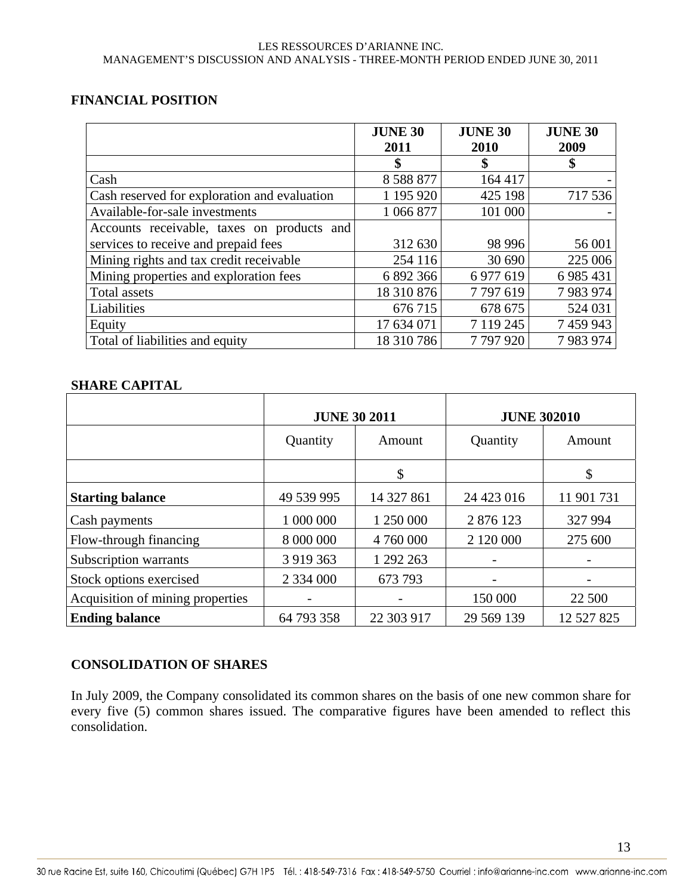## FINANCIAL POSITION

| | JUNE 30 2011 | JUNE 30 2010 | JUNE 30 2009 |
|---|---|---|---|
| | $ | $ | $ |
| Cash | 8 588 877 | 164 417 | - |
| Cash reserved for exploration and evaluation | 1 195 920 | 425 198 | 717 536 |
| Available-for-sale investments | 1 066 877 | 101 000 | - |
| Accounts receivable, taxes on products and services to receive and prepaid fees | 312 630 | 98 996 | 56 001 |
| Mining rights and tax credit receivable | 254 116 | 30 690 | 225 006 |
| Mining properties and exploration fees | 6 892 366 | 6 977 619 | 6 985 431 |
| Total assets | 18 310 876 | 7 797 619 | 7 983 974 |
| Liabilities | 676 715 | 678 675 | 524 031 |
| Equity | 17 634 071 | 7 119 245 | 7 459 943 |
| Total of liabilities and equity | 18 310 786 | 7 797 920 | 7 983 974 |

## SHARE CAPITAL

| | JUNE 30 2011 | | JUNE 302010 | |
|---|---|---|---|---|
| | Quantity | Amount | Quantity | Amount |
| | | $ | | $ |
| **Starting balance** | 49 539 995 | 14 327 861 | 24 423 016 | 11 901 731 |
| Cash payments | 1 000 000 | 1 250 000 | 2 876 123 | 327 994 |
| Flow-through financing | 8 000 000 | 4 760 000 | 2 120 000 | 275 600 |
| Subscription warrants | 3 919 363 | 1 292 263 | - | - |
| Stock options exercised | 2 334 000 | 673 793 | - | - |
| Acquisition of mining properties | - | - | 150 000 | 22 500 |
| **Ending balance** | 64 793 358 | 22 303 917 | 29 569 139 | 12 527 825 |

## CONSOLIDATION OF SHARES

In July 2009, the Company consolidated its common shares on the basis of one new common share for every five (5) common shares issued. The comparative figures have been amended to reflect this consolidation.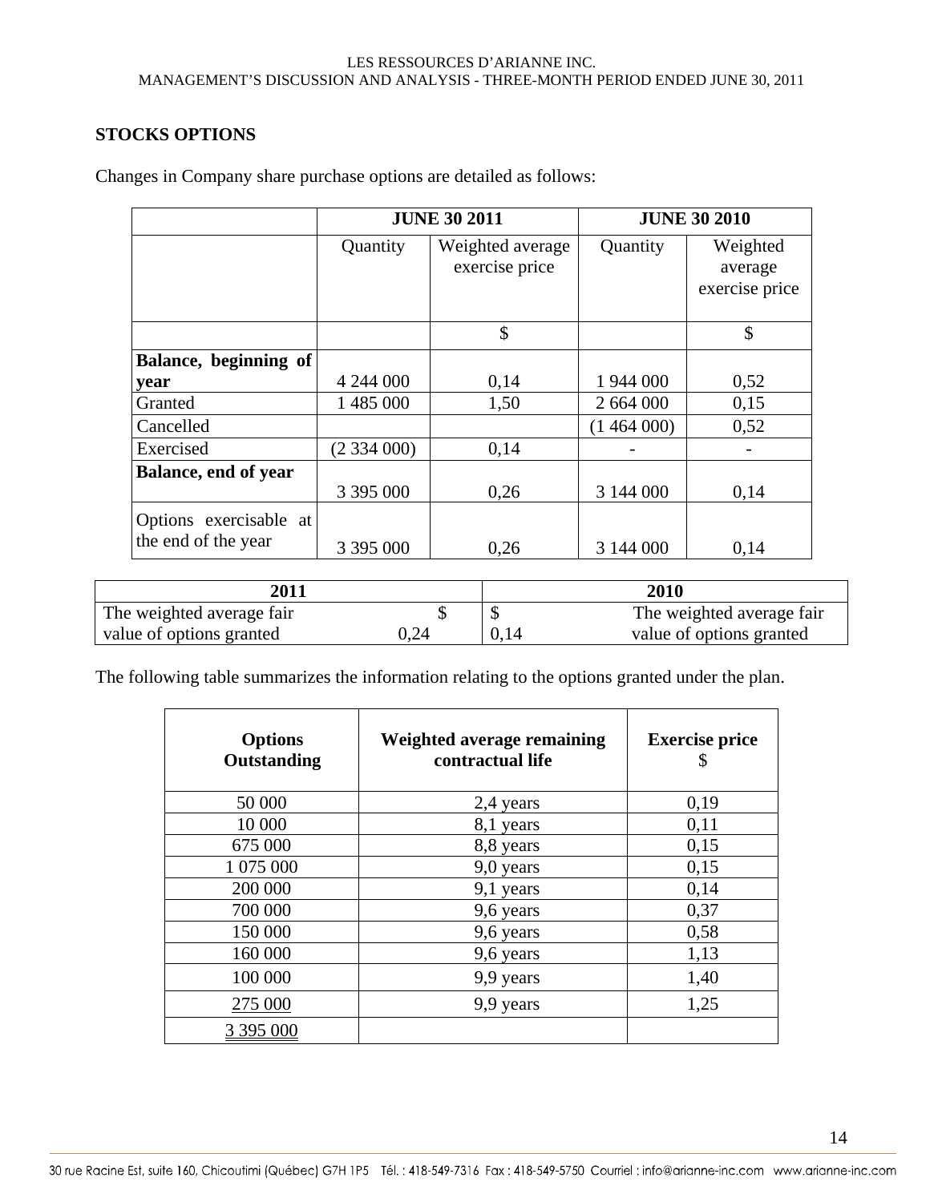## STOCKS OPTIONS

Changes in Company share purchase options are detailed as follows:

| | JUNE 30 2011 | | JUNE 30 2010 | |
|---|---|---|---|---|
| | Quantity | Weighted average exercise price | Quantity | Weighted average exercise price |
| | | $ | | $ |
| **Balance, beginning of year** | 4 244 000 | 0,14 | 1 944 000 | 0,52 |
| Granted | 1 485 000 | 1,50 | 2 664 000 | 0,15 |
| Cancelled | | | (1 464 000) | 0,52 |
| Exercised | (2 334 000) | 0,14 | - | - |
| **Balance, end of year** | 3 395 000 | 0,26 | 3 144 000 | 0,14 |
| Options exercisable at the end of the year | 3 395 000 | 0,26 | 3 144 000 | 0,14 |

| 2011 | | 2010 | |
|---|---|---|---|
| The weighted average fair value of options granted | $ 0,24 | $ 0,14 | The weighted average fair value of options granted |

The following table summarizes the information relating to the options granted under the plan.

| Options Outstanding | Weighted average remaining contractual life | Exercise price $ |
|---|---|---|
| 50 000 | 2,4 years | 0,19 |
| 10 000 | 8,1 years | 0,11 |
| 675 000 | 8,8 years | 0,15 |
| 1 075 000 | 9,0 years | 0,15 |
| 200 000 | 9,1 years | 0,14 |
| 700 000 | 9,6 years | 0,37 |
| 150 000 | 9,6 years | 0,58 |
| 160 000 | 9,6 years | 1,13 |
| 100 000 | 9,9 years | 1,40 |
| 275 000 | 9,9 years | 1,25 |
| 3 395 000 | | |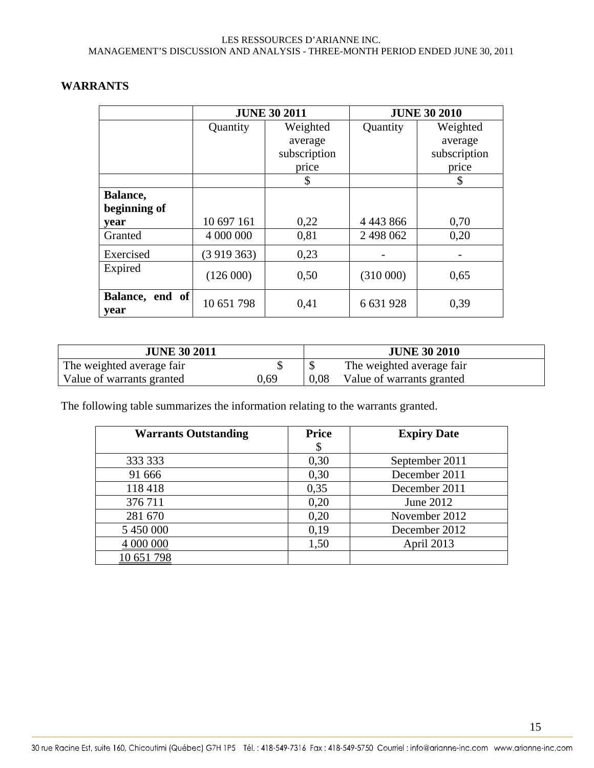## WARRANTS

| | JUNE 30 2011 | | JUNE 30 2010 | |
|---|---|---|---|---|
| | Quantity | Weighted average subscription price | Quantity | Weighted average subscription price |
| | | $ | | $ |
| **Balance, beginning of year** | 10 697 161 | 0,22 | 4 443 866 | 0,70 |
| Granted | 4 000 000 | 0,81 | 2 498 062 | 0,20 |
| Exercised | (3 919 363) | 0,23 | - | - |
| Expired | (126 000) | 0,50 | (310 000) | 0,65 |
| **Balance, end of year** | 10 651 798 | 0,41 | 6 631 928 | 0,39 |

| JUNE 30 2011 | | JUNE 30 2010 | |
|---|---|---|---|
| The weighted average fair Value of warrants granted | $ 0,69 | $ 0,08 | The weighted average fair Value of warrants granted |

The following table summarizes the information relating to the warrants granted.

| Warrants Outstanding | Price $ | Expiry Date |
|---|---|---|
| 333 333 | 0,30 | September 2011 |
| 91 666 | 0,30 | December 2011 |
| 118 418 | 0,35 | December 2011 |
| 376 711 | 0,20 | June 2012 |
| 281 670 | 0,20 | November 2012 |
| 5 450 000 | 0,19 | December 2012 |
| 4 000 000 | 1,50 | April 2013 |
| 10 651 798 | | |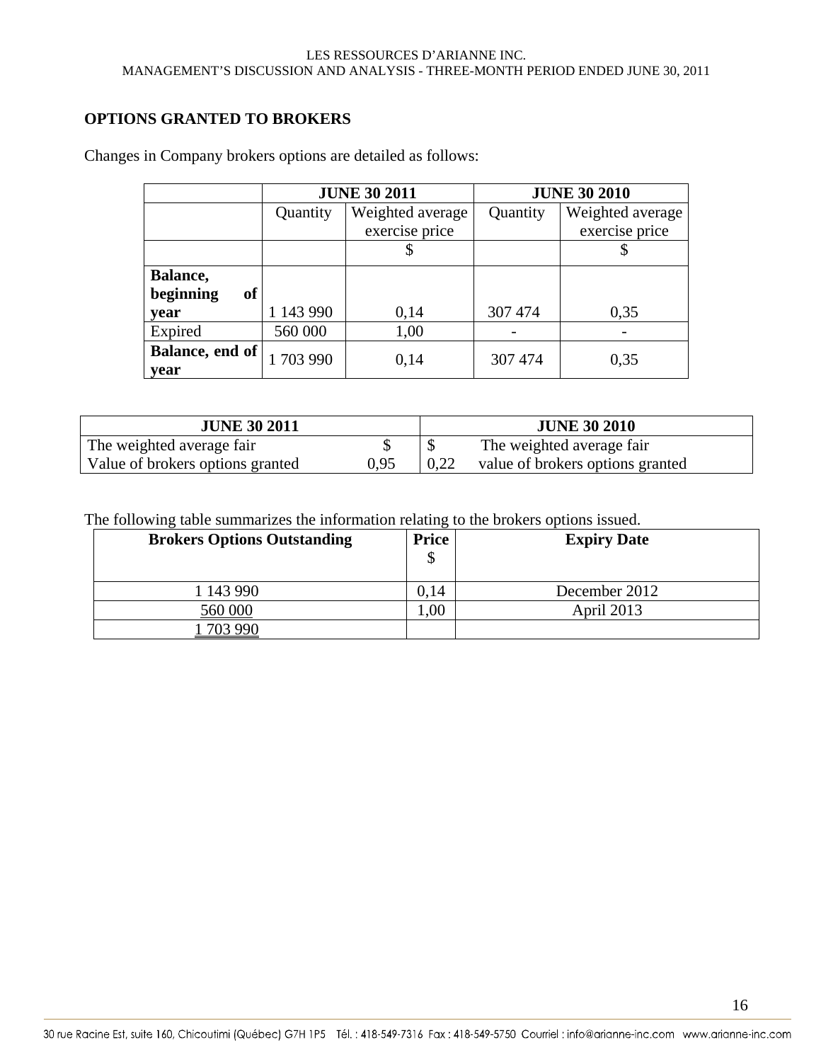## OPTIONS GRANTED TO BROKERS

Changes in Company brokers options are detailed as follows:

| | JUNE 30 2011 | | JUNE 30 2010 | |
|---|---|---|---|---|
| | Quantity | Weighted average exercise price | Quantity | Weighted average exercise price |
| | | $ | | $ |
| **Balance, beginning of year** | 1 143 990 | 0,14 | 307 474 | 0,35 |
| Expired | 560 000 | 1,00 | - | - |
| **Balance, end of year** | 1 703 990 | 0,14 | 307 474 | 0,35 |

| JUNE 30 2011 | | JUNE 30 2010 | |
|---|---|---|---|
| The weighted average fair Value of brokers options granted | $ 0,95 | $ 0,22 | The weighted average fair value of brokers options granted |

The following table summarizes the information relating to the brokers options issued.

| Brokers Options Outstanding | Price $ | Expiry Date |
|---|---|---|
| 1 143 990 | 0,14 | December 2012 |
| 560 000 | 1,00 | April 2013 |
| 1 703 990 | | |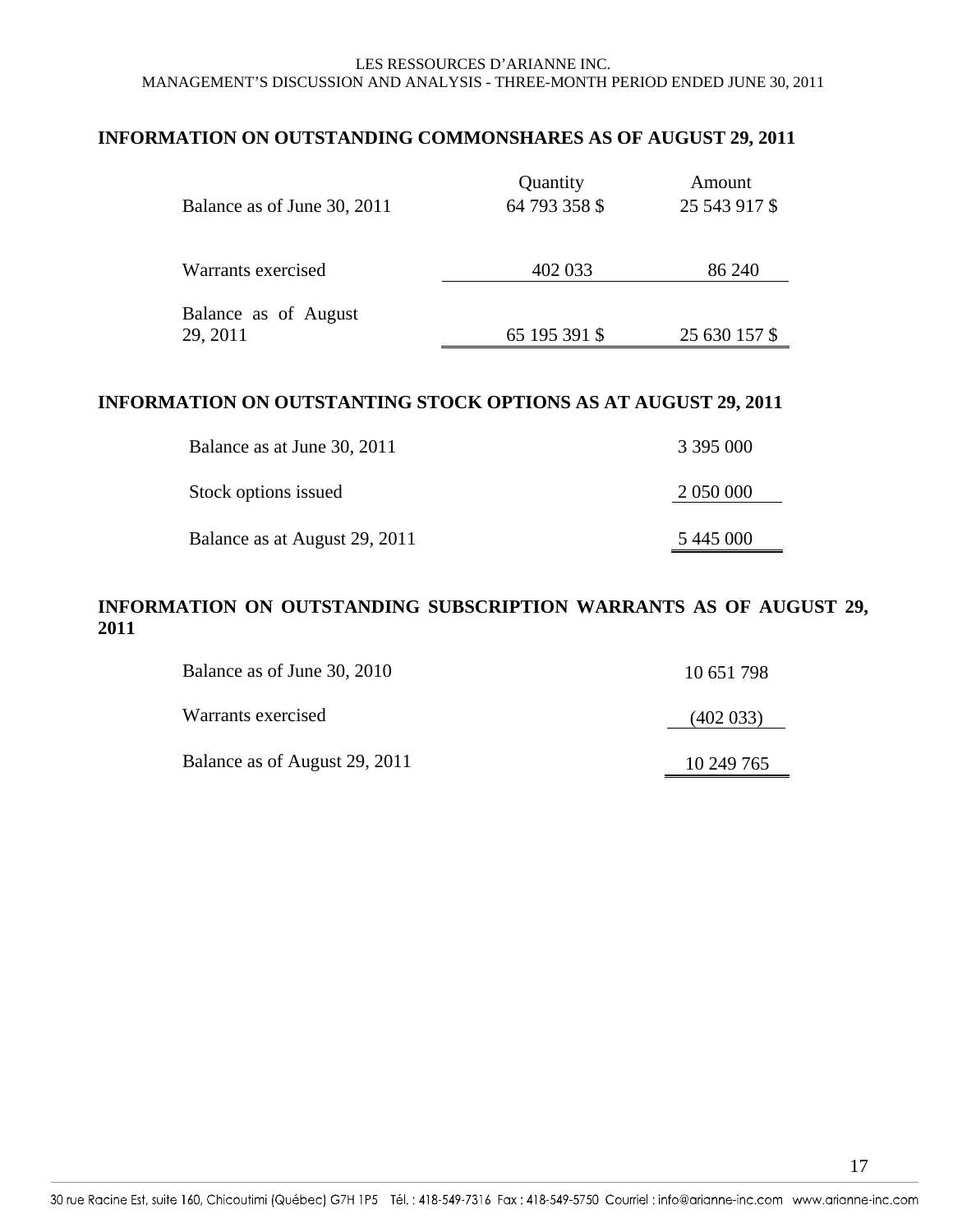## INFORMATION ON OUTSTANDING COMMONSHARES AS OF AUGUST 29, 2011

| | Quantity | Amount |
|---|---|---|
| Balance as of June 30, 2011 | 64 793 358 $ | 25 543 917 $ |
| Warrants exercised | 402 033 | 86 240 |
| Balance as of August 29, 2011 | 65 195 391 $ | 25 630 157 $ |

## INFORMATION ON OUTSTANTING STOCK OPTIONS AS AT AUGUST 29, 2011

| | |
|---|---|
| Balance as at June 30, 2011 | 3 395 000 |
| Stock options issued | 2 050 000 |
| Balance as at August 29, 2011 | 5 445 000 |

## INFORMATION ON OUTSTANDING SUBSCRIPTION WARRANTS AS OF AUGUST 29, 2011

| | |
|---|---|
| Balance as of June 30, 2010 | 10 651 798 |
| Warrants exercised | (402 033) |
| Balance as of August 29, 2011 | 10 249 765 |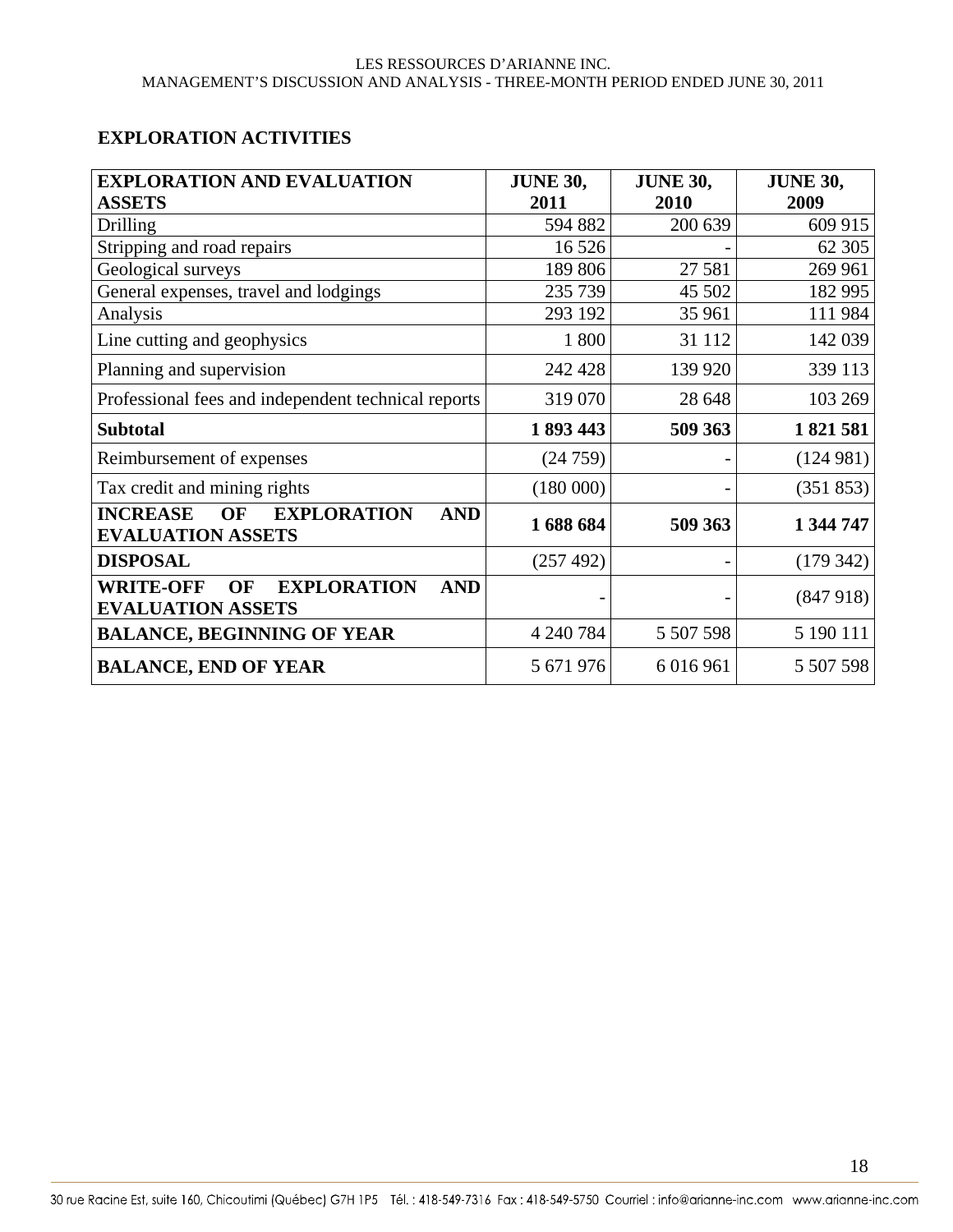## EXPLORATION ACTIVITIES

| **EXPLORATION AND EVALUATION ASSETS** | **JUNE 30, 2011** | **JUNE 30, 2010** | **JUNE 30, 2009** |
|---|---|---|---|
| Drilling | 594 882 | 200 639 | 609 915 |
| Stripping and road repairs | 16 526 | - | 62 305 |
| Geological surveys | 189 806 | 27 581 | 269 961 |
| General expenses, travel and lodgings | 235 739 | 45 502 | 182 995 |
| Analysis | 293 192 | 35 961 | 111 984 |
| Line cutting and geophysics | 1 800 | 31 112 | 142 039 |
| Planning and supervision | 242 428 | 139 920 | 339 113 |
| Professional fees and independent technical reports | 319 070 | 28 648 | 103 269 |
| **Subtotal** | **1 893 443** | **509 363** | **1 821 581** |
| Reimbursement of expenses | (24 759) | - | (124 981) |
| Tax credit and mining rights | (180 000) | - | (351 853) |
| **INCREASE OF EXPLORATION AND EVALUATION ASSETS** | **1 688 684** | **509 363** | **1 344 747** |
| **DISPOSAL** | (257 492) | - | (179 342) |
| **WRITE-OFF OF EXPLORATION AND EVALUATION ASSETS** | - | - | (847 918) |
| **BALANCE, BEGINNING OF YEAR** | 4 240 784 | 5 507 598 | 5 190 111 |
| **BALANCE, END OF YEAR** | 5 671 976 | 6 016 961 | 5 507 598 |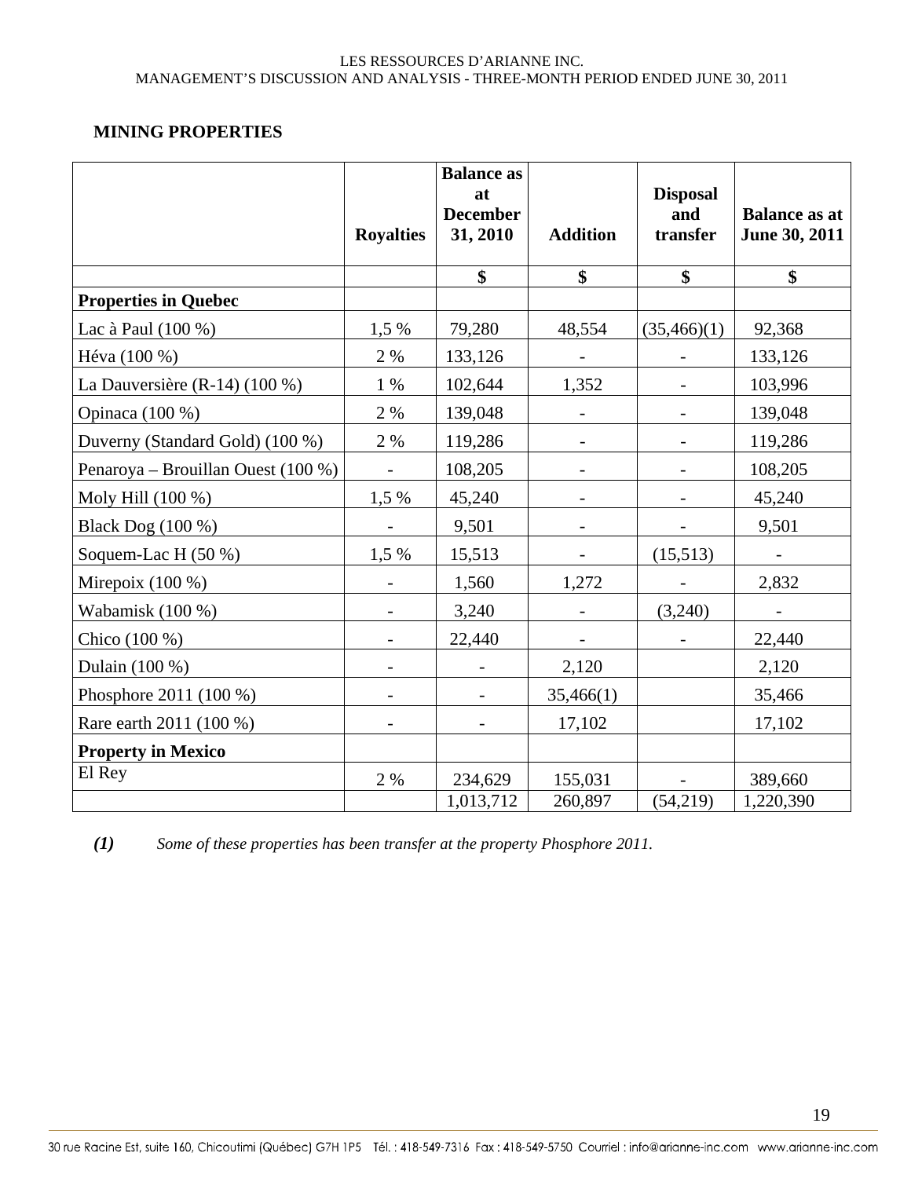## MINING PROPERTIES

| | Royalties | Balance as at December 31, 2010 | Addition | Disposal and transfer | Balance as at June 30, 2011 |
|---|---|---|---|---|---|
| | | $ | $ | $ | $ |
| **Properties in Quebec** | | | | | |
| Lac à Paul (100 %) | 1,5 % | 79,280 | 48,554 | (35,466)(1) | 92,368 |
| Héva (100 %) | 2 % | 133,126 | - | - | 133,126 |
| La Dauversière (R-14) (100 %) | 1 % | 102,644 | 1,352 | - | 103,996 |
| Opinaca (100 %) | 2 % | 139,048 | - | - | 139,048 |
| Duverny (Standard Gold) (100 %) | 2 % | 119,286 | - | - | 119,286 |
| Penaroya – Brouillan Ouest (100 %) | - | 108,205 | - | - | 108,205 |
| Moly Hill (100 %) | 1,5 % | 45,240 | - | - | 45,240 |
| Black Dog (100 %) | - | 9,501 | - | - | 9,501 |
| Soquem-Lac H (50 %) | 1,5 % | 15,513 | - | (15,513) | - |
| Mirepoix (100 %) | - | 1,560 | 1,272 | - | 2,832 |
| Wabamisk (100 %) | - | 3,240 | - | (3,240) | - |
| Chico (100 %) | - | 22,440 | - | - | 22,440 |
| Dulain (100 %) | - | - | 2,120 | | 2,120 |
| Phosphore 2011 (100 %) | - | - | 35,466(1) | | 35,466 |
| Rare earth 2011 (100 %) | - | - | 17,102 | | 17,102 |
| **Property in Mexico** | | | | | |
| El Rey | 2 % | 234,629 | 155,031 | - | 389,660 |
| | | 1,013,712 | 260,897 | (54,219) | 1,220,390 |

***(1)*** *Some of these properties has been transfer at the property Phosphore 2011.*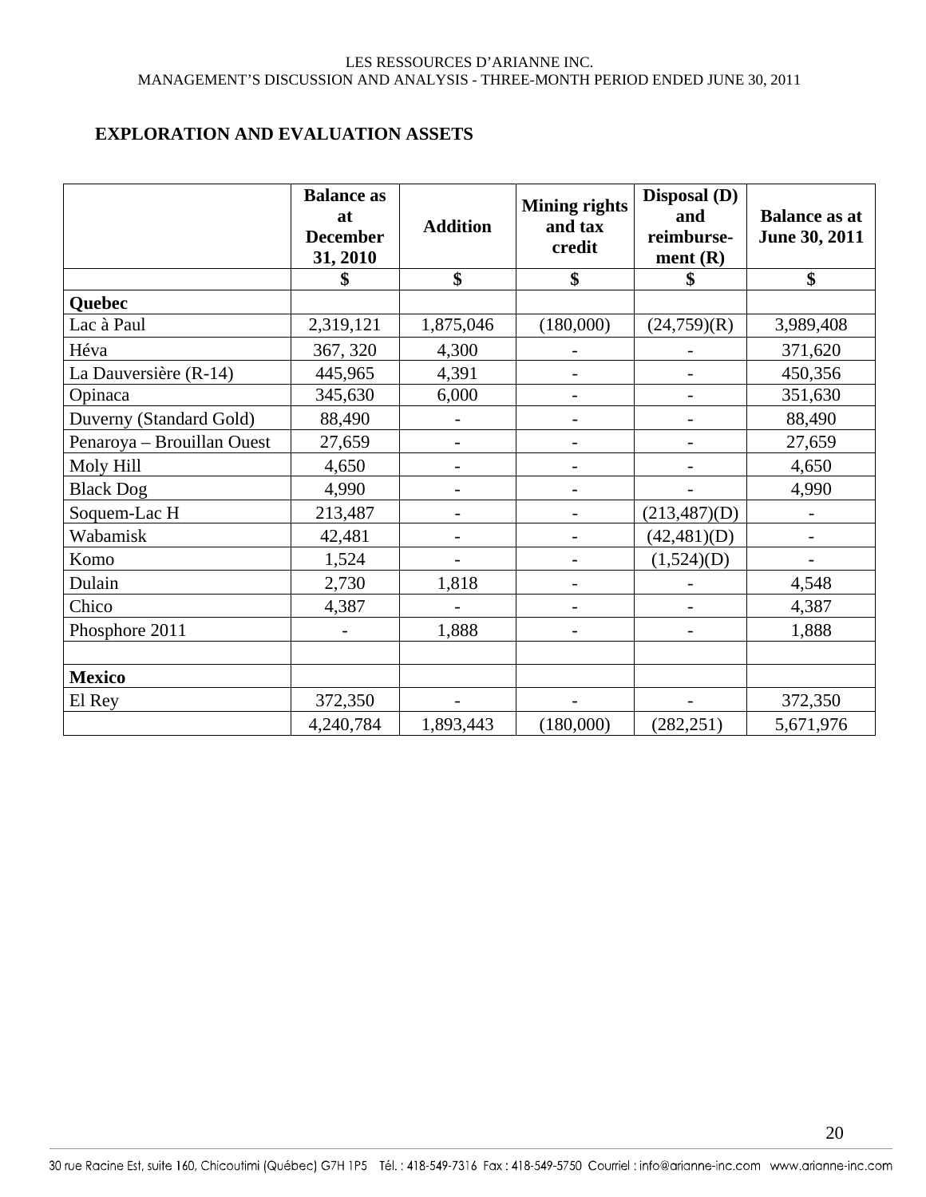## EXPLORATION AND EVALUATION ASSETS

| | Balance as at December 31, 2010 | Addition | Mining rights and tax credit | Disposal (D) and reimburse-ment (R) | Balance as at June 30, 2011 |
|---|---|---|---|---|---|
| | $ | $ | $ | $ | $ |
| **Quebec** | | | | | |
| Lac à Paul | 2,319,121 | 1,875,046 | (180,000) | (24,759)(R) | 3,989,408 |
| Héva | 367, 320 | 4,300 | - | - | 371,620 |
| La Dauversière (R-14) | 445,965 | 4,391 | - | - | 450,356 |
| Opinaca | 345,630 | 6,000 | - | - | 351,630 |
| Duverny (Standard Gold) | 88,490 | - | - | - | 88,490 |
| Penaroya – Brouillan Ouest | 27,659 | - | - | - | 27,659 |
| Moly Hill | 4,650 | - | - | - | 4,650 |
| Black Dog | 4,990 | - | - | - | 4,990 |
| Soquem-Lac H | 213,487 | - | - | (213,487)(D) | - |
| Wabamisk | 42,481 | - | - | (42,481)(D) | - |
| Komo | 1,524 | - | - | (1,524)(D) | - |
| Dulain | 2,730 | 1,818 | - | - | 4,548 |
| Chico | 4,387 | - | - | - | 4,387 |
| Phosphore 2011 | - | 1,888 | - | - | 1,888 |
| | | | | | |
| **Mexico** | | | | | |
| El Rey | 372,350 | - | - | - | 372,350 |
| | 4,240,784 | 1,893,443 | (180,000) | (282,251) | 5,671,976 |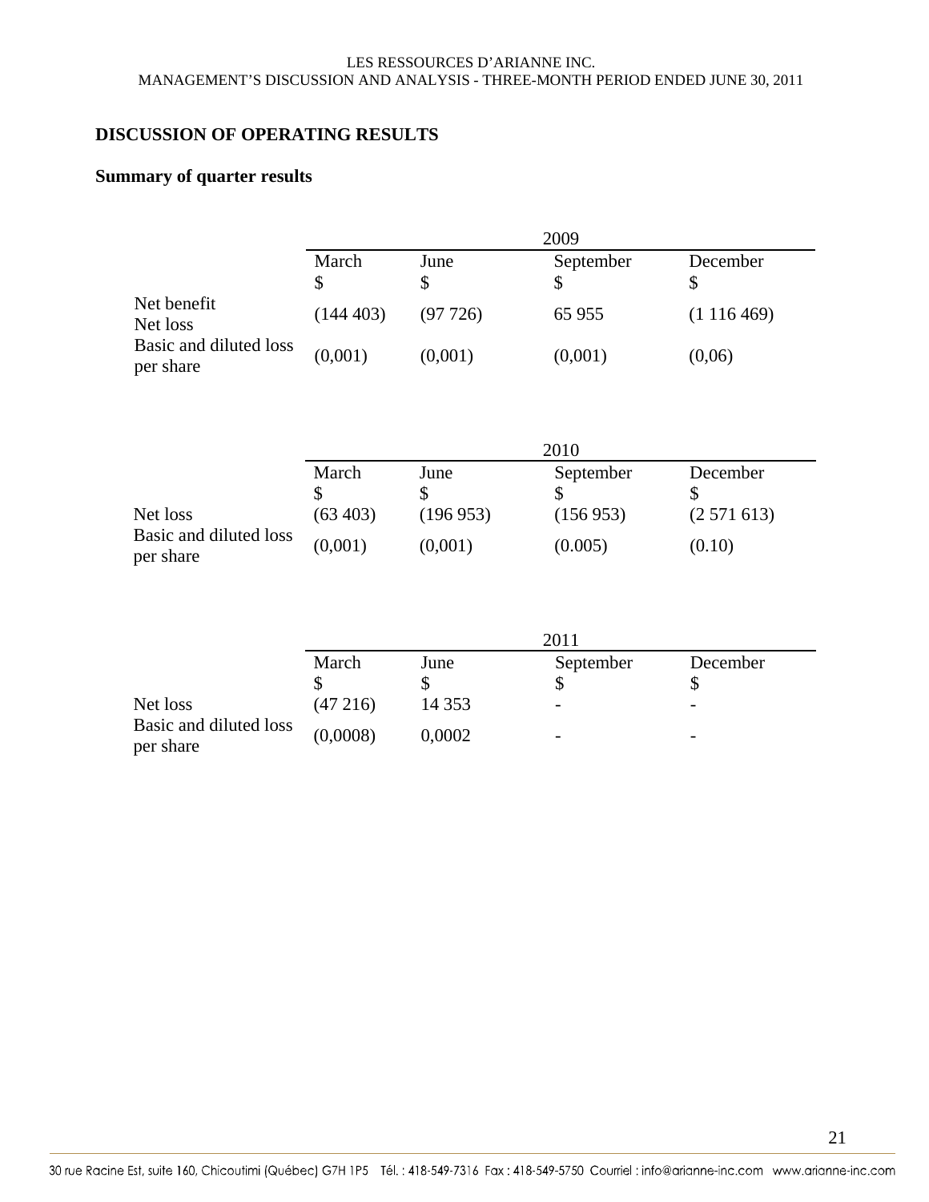## DISCUSSION OF OPERATING RESULTS

### Summary of quarter results

| | 2009 | | | |
|---|---|---|---|---|
| | March<br>$ | June<br>$ | September<br>$ | December<br>$ |
| Net benefit<br>Net loss | (144 403) | (97 726) | 65 955 | (1 116 469) |
| Basic and diluted loss per share | (0,001) | (0,001) | (0,001) | (0,06) |

| | 2010 | | | |
|---|---|---|---|---|
| | March<br>$ | June<br>$ | September<br>$ | December<br>$ |
| Net loss | (63 403) | (196 953) | (156 953) | (2 571 613) |
| Basic and diluted loss per share | (0,001) | (0,001) | (0.005) | (0.10) |

| | 2011 | | | |
|---|---|---|---|---|
| | March<br>$ | June<br>$ | September<br>$ | December<br>$ |
| Net loss | (47 216) | 14 353 | - | - |
| Basic and diluted loss per share | (0,0008) | 0,0002 | - | - |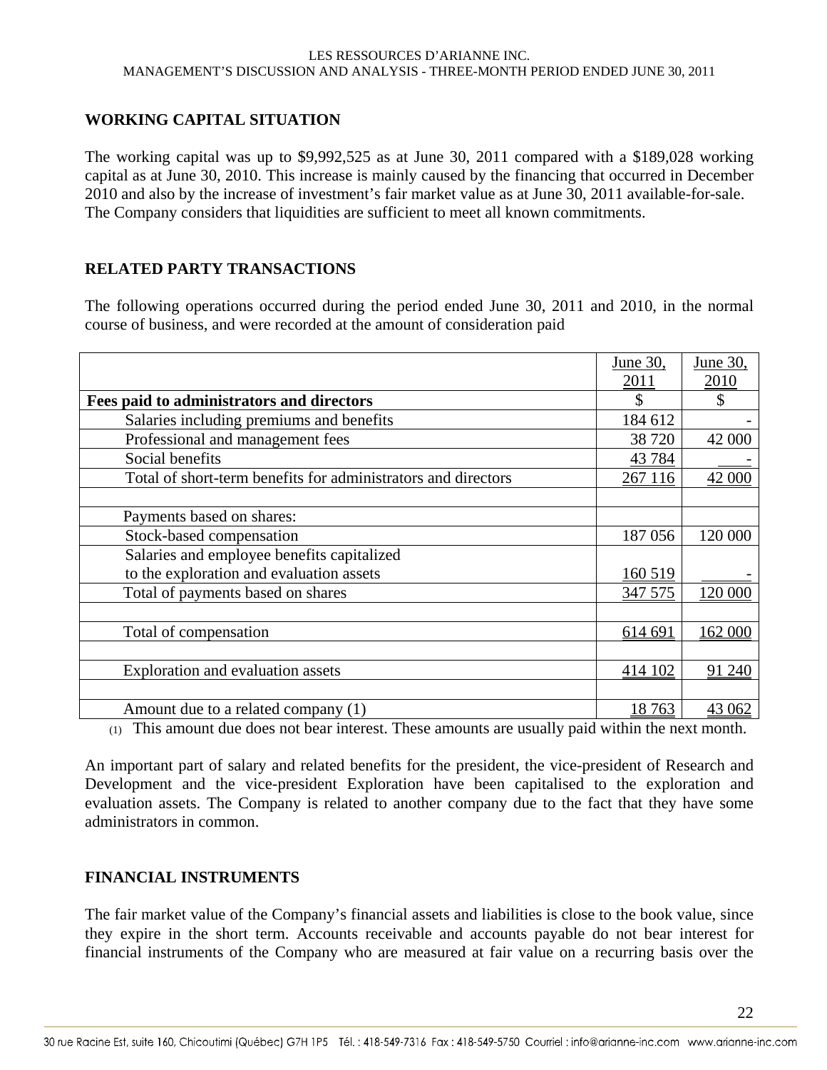## WORKING CAPITAL SITUATION

The working capital was up to $9,992,525 as at June 30, 2011 compared with a $189,028 working capital as at June 30, 2010. This increase is mainly caused by the financing that occurred in December 2010 and also by the increase of investment's fair market value as at June 30, 2011 available-for-sale. The Company considers that liquidities are sufficient to meet all known commitments.

## RELATED PARTY TRANSACTIONS

The following operations occurred during the period ended June 30, 2011 and 2010, in the normal course of business, and were recorded at the amount of consideration paid

| | June 30, 2011 | June 30, 2010 |
|---|---|---|
| **Fees paid to administrators and directors** | $ | $ |
| Salaries including premiums and benefits | 184 612 | - |
| Professional and management fees | 38 720 | 42 000 |
| Social benefits | 43 784 | - |
| Total of short-term benefits for administrators and directors | 267 116 | 42 000 |
| | | |
| Payments based on shares: | | |
| Stock-based compensation | 187 056 | 120 000 |
| Salaries and employee benefits capitalized to the exploration and evaluation assets | 160 519 | - |
| Total of payments based on shares | 347 575 | 120 000 |
| | | |
| Total of compensation | 614 691 | 162 000 |
| | | |
| Exploration and evaluation assets | 414 102 | 91 240 |
| | | |
| Amount due to a related company (1) | 18 763 | 43 062 |

(1) This amount due does not bear interest. These amounts are usually paid within the next month.

An important part of salary and related benefits for the president, the vice-president of Research and Development and the vice-president Exploration have been capitalised to the exploration and evaluation assets. The Company is related to another company due to the fact that they have some administrators in common.

## FINANCIAL INSTRUMENTS

The fair market value of the Company's financial assets and liabilities is close to the book value, since they expire in the short term. Accounts receivable and accounts payable do not bear interest for financial instruments of the Company who are measured at fair value on a recurring basis over the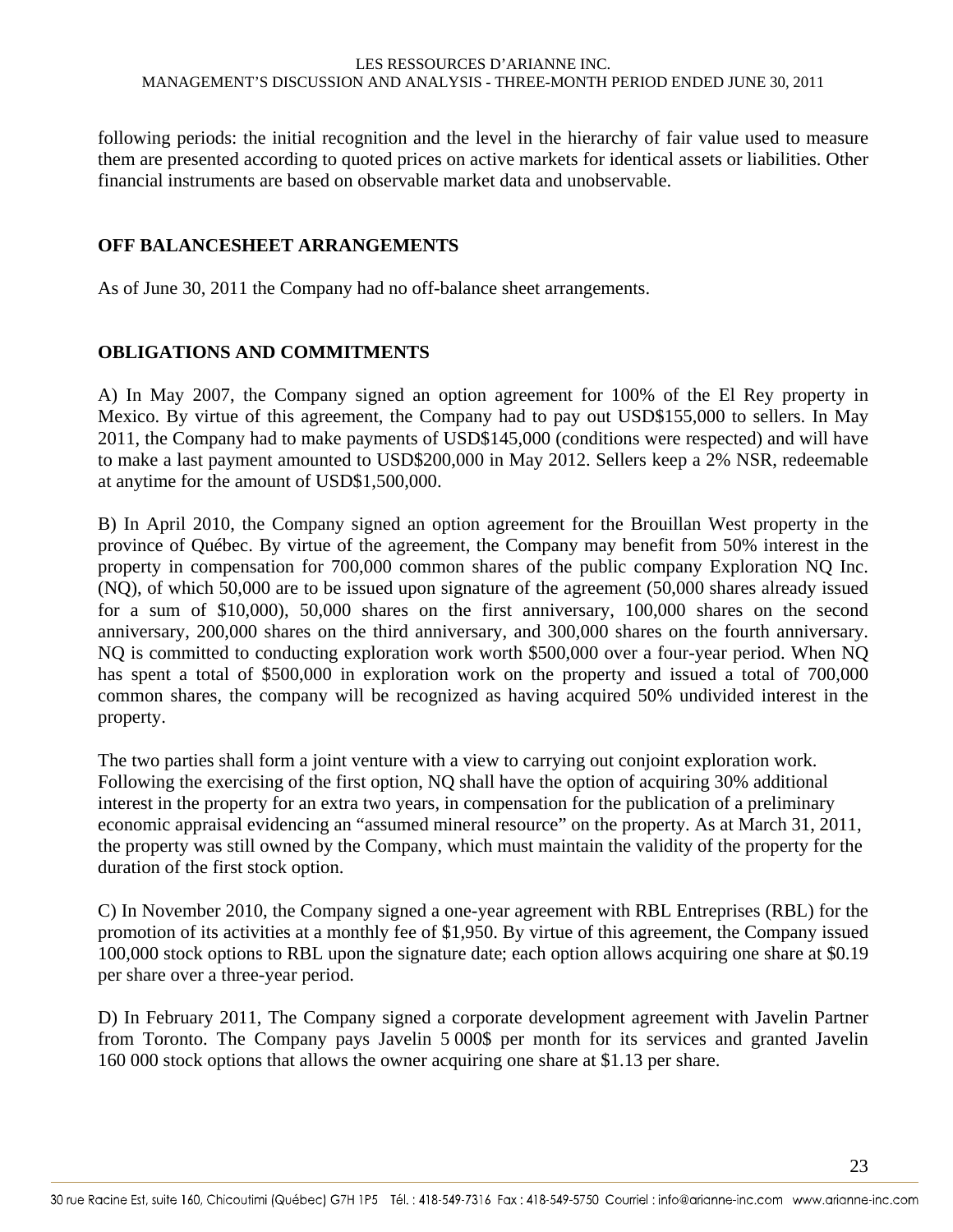following periods: the initial recognition and the level in the hierarchy of fair value used to measure them are presented according to quoted prices on active markets for identical assets or liabilities. Other financial instruments are based on observable market data and unobservable.

## OFF BALANCESHEET ARRANGEMENTS

As of June 30, 2011 the Company had no off-balance sheet arrangements.

## OBLIGATIONS AND COMMITMENTS

A) In May 2007, the Company signed an option agreement for 100% of the El Rey property in Mexico. By virtue of this agreement, the Company had to pay out USD$155,000 to sellers. In May 2011, the Company had to make payments of USD$145,000 (conditions were respected) and will have to make a last payment amounted to USD$200,000 in May 2012. Sellers keep a 2% NSR, redeemable at anytime for the amount of USD$1,500,000.

B) In April 2010, the Company signed an option agreement for the Brouillan West property in the province of Québec. By virtue of the agreement, the Company may benefit from 50% interest in the property in compensation for 700,000 common shares of the public company Exploration NQ Inc. (NQ), of which 50,000 are to be issued upon signature of the agreement (50,000 shares already issued for a sum of $10,000), 50,000 shares on the first anniversary, 100,000 shares on the second anniversary, 200,000 shares on the third anniversary, and 300,000 shares on the fourth anniversary. NQ is committed to conducting exploration work worth $500,000 over a four-year period. When NQ has spent a total of $500,000 in exploration work on the property and issued a total of 700,000 common shares, the company will be recognized as having acquired 50% undivided interest in the property.

The two parties shall form a joint venture with a view to carrying out conjoint exploration work. Following the exercising of the first option, NQ shall have the option of acquiring 30% additional interest in the property for an extra two years, in compensation for the publication of a preliminary economic appraisal evidencing an "assumed mineral resource" on the property. As at March 31, 2011, the property was still owned by the Company, which must maintain the validity of the property for the duration of the first stock option.

C) In November 2010, the Company signed a one-year agreement with RBL Entreprises (RBL) for the promotion of its activities at a monthly fee of $1,950. By virtue of this agreement, the Company issued 100,000 stock options to RBL upon the signature date; each option allows acquiring one share at $0.19 per share over a three-year period.

D) In February 2011, The Company signed a corporate development agreement with Javelin Partner from Toronto. The Company pays Javelin 5 000$ per month for its services and granted Javelin 160 000 stock options that allows the owner acquiring one share at $1.13 per share.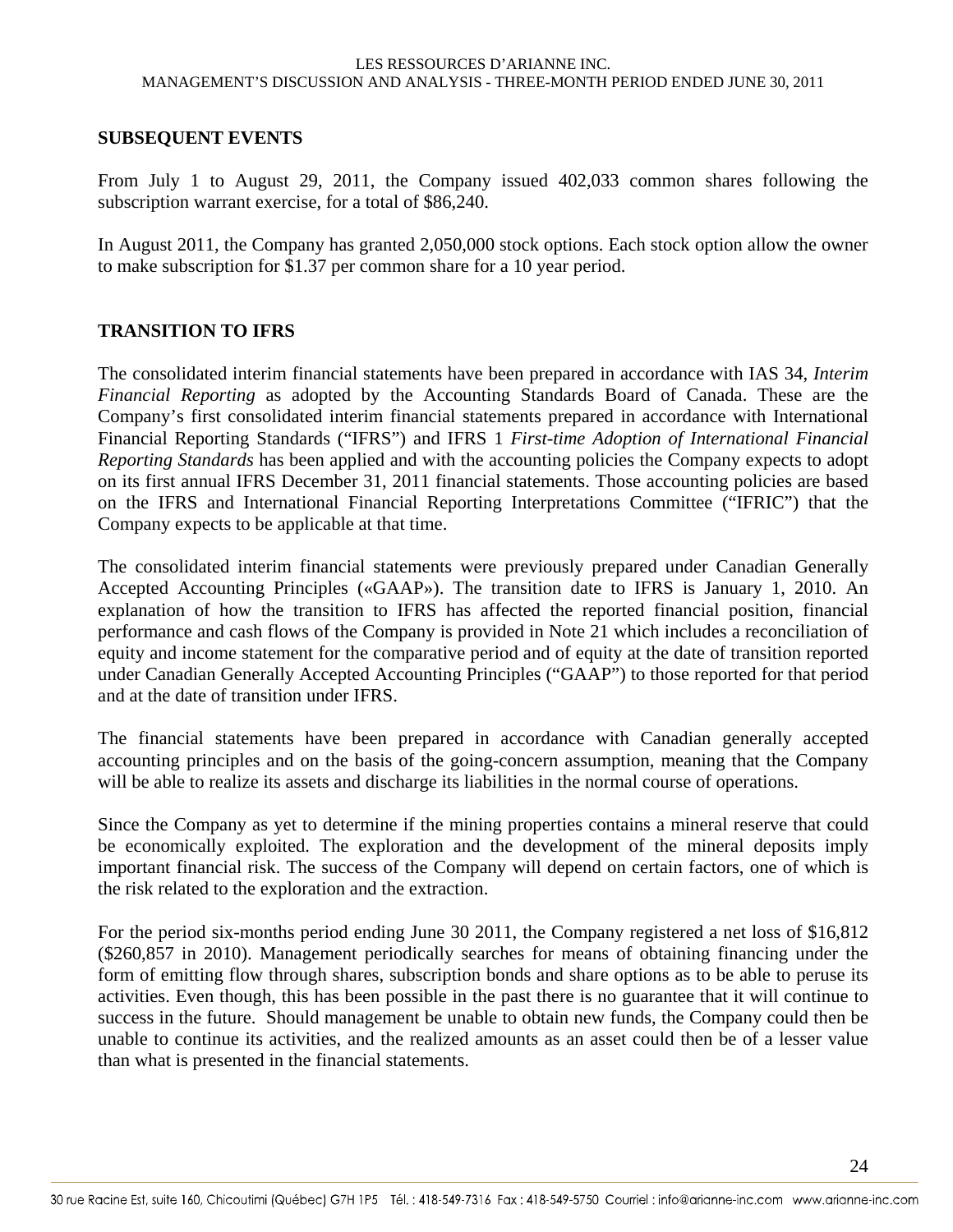## SUBSEQUENT EVENTS

From July 1 to August 29, 2011, the Company issued 402,033 common shares following the subscription warrant exercise, for a total of $86,240.

In August 2011, the Company has granted 2,050,000 stock options. Each stock option allow the owner to make subscription for $1.37 per common share for a 10 year period.

## TRANSITION TO IFRS

The consolidated interim financial statements have been prepared in accordance with IAS 34, *Interim Financial Reporting* as adopted by the Accounting Standards Board of Canada. These are the Company's first consolidated interim financial statements prepared in accordance with International Financial Reporting Standards ("IFRS") and IFRS 1 *First-time Adoption of International Financial Reporting Standards* has been applied and with the accounting policies the Company expects to adopt on its first annual IFRS December 31, 2011 financial statements. Those accounting policies are based on the IFRS and International Financial Reporting Interpretations Committee ("IFRIC") that the Company expects to be applicable at that time.

The consolidated interim financial statements were previously prepared under Canadian Generally Accepted Accounting Principles («GAAP»). The transition date to IFRS is January 1, 2010. An explanation of how the transition to IFRS has affected the reported financial position, financial performance and cash flows of the Company is provided in Note 21 which includes a reconciliation of equity and income statement for the comparative period and of equity at the date of transition reported under Canadian Generally Accepted Accounting Principles ("GAAP") to those reported for that period and at the date of transition under IFRS.

The financial statements have been prepared in accordance with Canadian generally accepted accounting principles and on the basis of the going-concern assumption, meaning that the Company will be able to realize its assets and discharge its liabilities in the normal course of operations.

Since the Company as yet to determine if the mining properties contains a mineral reserve that could be economically exploited. The exploration and the development of the mineral deposits imply important financial risk. The success of the Company will depend on certain factors, one of which is the risk related to the exploration and the extraction.

For the period six-months period ending June 30 2011, the Company registered a net loss of $16,812 ($260,857 in 2010). Management periodically searches for means of obtaining financing under the form of emitting flow through shares, subscription bonds and share options as to be able to peruse its activities. Even though, this has been possible in the past there is no guarantee that it will continue to success in the future. Should management be unable to obtain new funds, the Company could then be unable to continue its activities, and the realized amounts as an asset could then be of a lesser value than what is presented in the financial statements.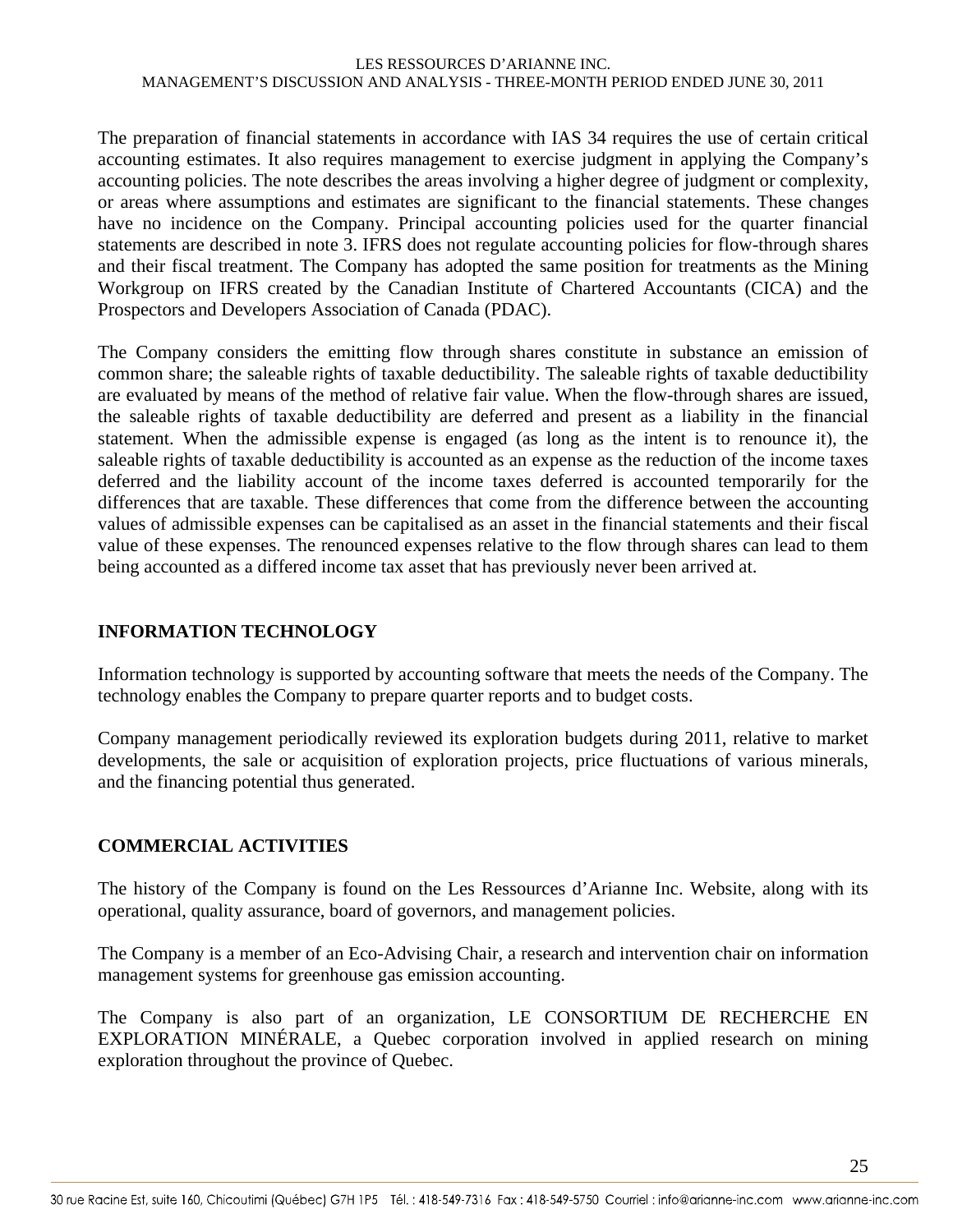The preparation of financial statements in accordance with IAS 34 requires the use of certain critical accounting estimates. It also requires management to exercise judgment in applying the Company's accounting policies. The note describes the areas involving a higher degree of judgment or complexity, or areas where assumptions and estimates are significant to the financial statements. These changes have no incidence on the Company. Principal accounting policies used for the quarter financial statements are described in note 3. IFRS does not regulate accounting policies for flow-through shares and their fiscal treatment. The Company has adopted the same position for treatments as the Mining Workgroup on IFRS created by the Canadian Institute of Chartered Accountants (CICA) and the Prospectors and Developers Association of Canada (PDAC).

The Company considers the emitting flow through shares constitute in substance an emission of common share; the saleable rights of taxable deductibility. The saleable rights of taxable deductibility are evaluated by means of the method of relative fair value. When the flow-through shares are issued, the saleable rights of taxable deductibility are deferred and present as a liability in the financial statement. When the admissible expense is engaged (as long as the intent is to renounce it), the saleable rights of taxable deductibility is accounted as an expense as the reduction of the income taxes deferred and the liability account of the income taxes deferred is accounted temporarily for the differences that are taxable. These differences that come from the difference between the accounting values of admissible expenses can be capitalised as an asset in the financial statements and their fiscal value of these expenses. The renounced expenses relative to the flow through shares can lead to them being accounted as a differed income tax asset that has previously never been arrived at.

## INFORMATION TECHNOLOGY

Information technology is supported by accounting software that meets the needs of the Company. The technology enables the Company to prepare quarter reports and to budget costs.

Company management periodically reviewed its exploration budgets during 2011, relative to market developments, the sale or acquisition of exploration projects, price fluctuations of various minerals, and the financing potential thus generated.

## COMMERCIAL ACTIVITIES

The history of the Company is found on the Les Ressources d'Arianne Inc. Website, along with its operational, quality assurance, board of governors, and management policies.

The Company is a member of an Eco-Advising Chair, a research and intervention chair on information management systems for greenhouse gas emission accounting.

The Company is also part of an organization, LE CONSORTIUM DE RECHERCHE EN EXPLORATION MINÉRALE, a Quebec corporation involved in applied research on mining exploration throughout the province of Quebec.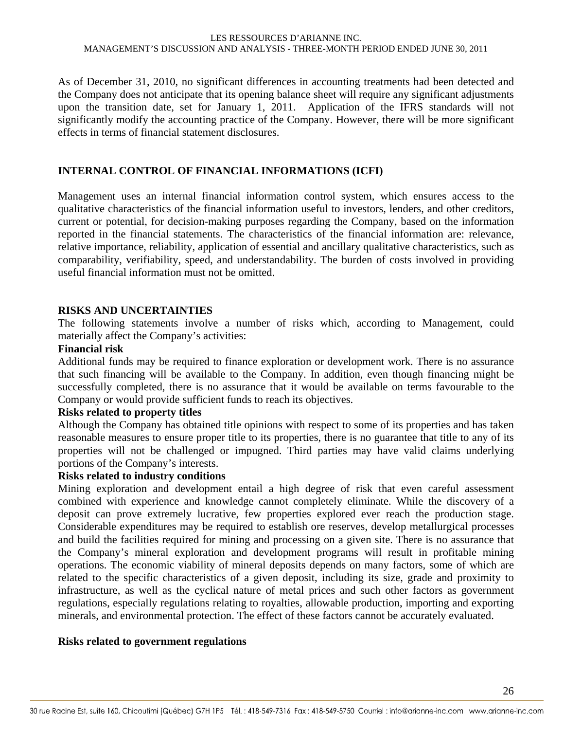As of December 31, 2010, no significant differences in accounting treatments had been detected and the Company does not anticipate that its opening balance sheet will require any significant adjustments upon the transition date, set for January 1, 2011. Application of the IFRS standards will not significantly modify the accounting practice of the Company. However, there will be more significant effects in terms of financial statement disclosures.

## INTERNAL CONTROL OF FINANCIAL INFORMATIONS (ICFI)

Management uses an internal financial information control system, which ensures access to the qualitative characteristics of the financial information useful to investors, lenders, and other creditors, current or potential, for decision-making purposes regarding the Company, based on the information reported in the financial statements. The characteristics of the financial information are: relevance, relative importance, reliability, application of essential and ancillary qualitative characteristics, such as comparability, verifiability, speed, and understandability. The burden of costs involved in providing useful financial information must not be omitted.

## RISKS AND UNCERTAINTIES

The following statements involve a number of risks which, according to Management, could materially affect the Company's activities:

### Financial risk

Additional funds may be required to finance exploration or development work. There is no assurance that such financing will be available to the Company. In addition, even though financing might be successfully completed, there is no assurance that it would be available on terms favourable to the Company or would provide sufficient funds to reach its objectives.

### Risks related to property titles

Although the Company has obtained title opinions with respect to some of its properties and has taken reasonable measures to ensure proper title to its properties, there is no guarantee that title to any of its properties will not be challenged or impugned. Third parties may have valid claims underlying portions of the Company's interests.

### Risks related to industry conditions

Mining exploration and development entail a high degree of risk that even careful assessment combined with experience and knowledge cannot completely eliminate. While the discovery of a deposit can prove extremely lucrative, few properties explored ever reach the production stage. Considerable expenditures may be required to establish ore reserves, develop metallurgical processes and build the facilities required for mining and processing on a given site. There is no assurance that the Company's mineral exploration and development programs will result in profitable mining operations. The economic viability of mineral deposits depends on many factors, some of which are related to the specific characteristics of a given deposit, including its size, grade and proximity to infrastructure, as well as the cyclical nature of metal prices and such other factors as government regulations, especially regulations relating to royalties, allowable production, importing and exporting minerals, and environmental protection. The effect of these factors cannot be accurately evaluated.

### Risks related to government regulations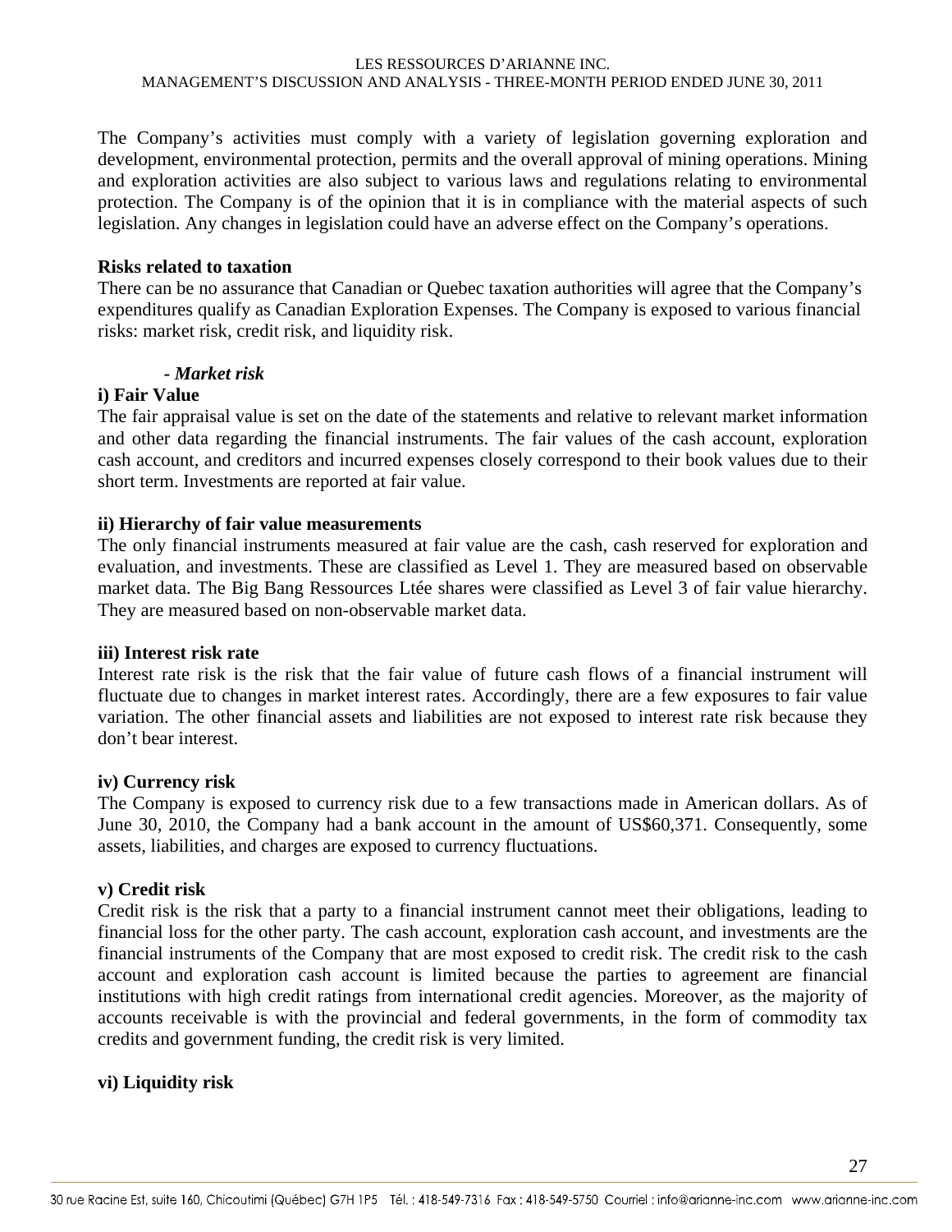The Company's activities must comply with a variety of legislation governing exploration and development, environmental protection, permits and the overall approval of mining operations. Mining and exploration activities are also subject to various laws and regulations relating to environmental protection. The Company is of the opinion that it is in compliance with the material aspects of such legislation. Any changes in legislation could have an adverse effect on the Company's operations.

**Risks related to taxation**

There can be no assurance that Canadian or Quebec taxation authorities will agree that the Company's expenditures qualify as Canadian Exploration Expenses. The Company is exposed to various financial risks: market risk, credit risk, and liquidity risk.

***- Market risk***

**i) Fair Value**

The fair appraisal value is set on the date of the statements and relative to relevant market information and other data regarding the financial instruments. The fair values of the cash account, exploration cash account, and creditors and incurred expenses closely correspond to their book values due to their short term. Investments are reported at fair value.

**ii) Hierarchy of fair value measurements**

The only financial instruments measured at fair value are the cash, cash reserved for exploration and evaluation, and investments. These are classified as Level 1. They are measured based on observable market data. The Big Bang Ressources Ltée shares were classified as Level 3 of fair value hierarchy. They are measured based on non-observable market data.

**iii) Interest risk rate**

Interest rate risk is the risk that the fair value of future cash flows of a financial instrument will fluctuate due to changes in market interest rates. Accordingly, there are a few exposures to fair value variation. The other financial assets and liabilities are not exposed to interest rate risk because they don't bear interest.

**iv) Currency risk**

The Company is exposed to currency risk due to a few transactions made in American dollars. As of June 30, 2010, the Company had a bank account in the amount of US$60,371. Consequently, some assets, liabilities, and charges are exposed to currency fluctuations.

**v) Credit risk**

Credit risk is the risk that a party to a financial instrument cannot meet their obligations, leading to financial loss for the other party. The cash account, exploration cash account, and investments are the financial instruments of the Company that are most exposed to credit risk. The credit risk to the cash account and exploration cash account is limited because the parties to agreement are financial institutions with high credit ratings from international credit agencies. Moreover, as the majority of accounts receivable is with the provincial and federal governments, in the form of commodity tax credits and government funding, the credit risk is very limited.

**vi) Liquidity risk**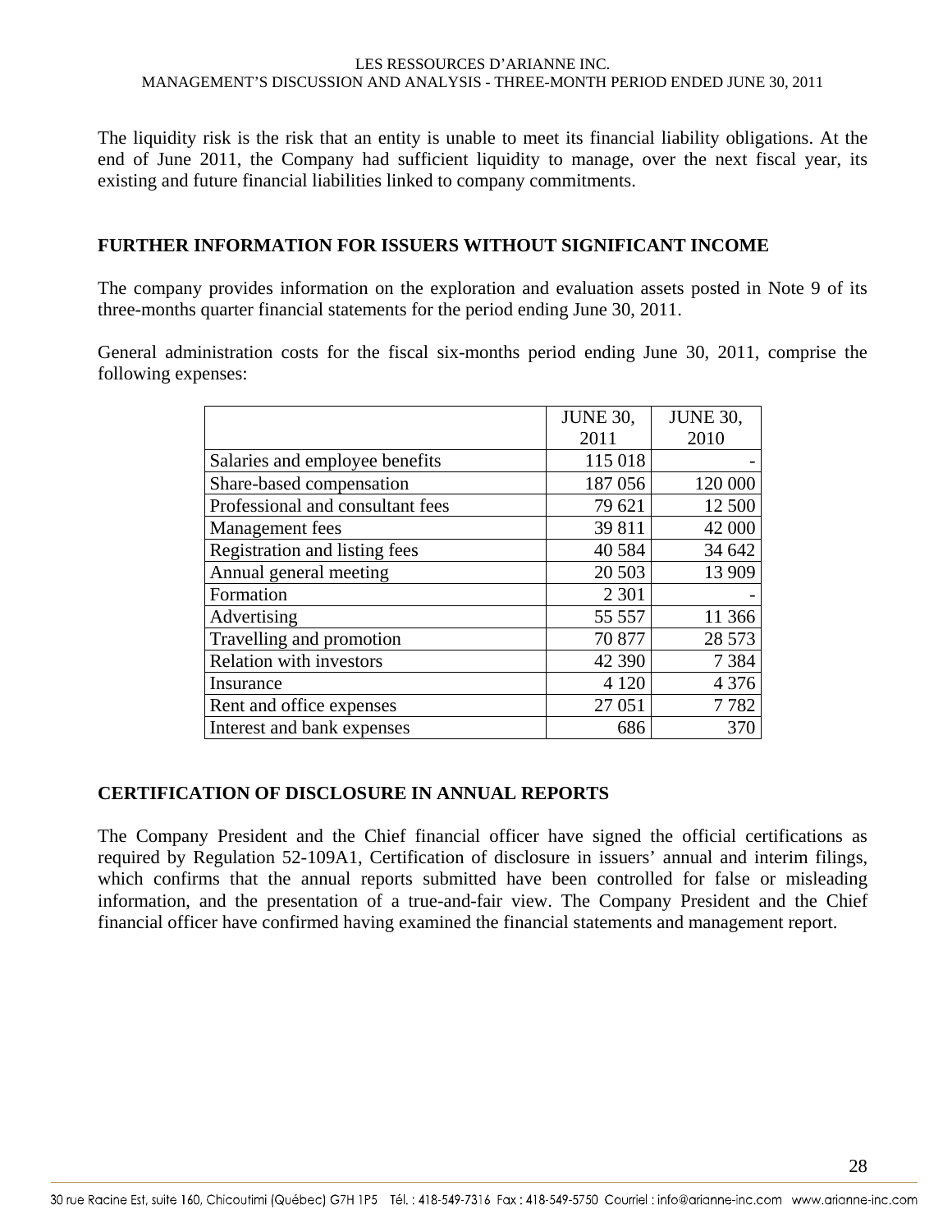The liquidity risk is the risk that an entity is unable to meet its financial liability obligations. At the end of June 2011, the Company had sufficient liquidity to manage, over the next fiscal year, its existing and future financial liabilities linked to company commitments.

## FURTHER INFORMATION FOR ISSUERS WITHOUT SIGNIFICANT INCOME

The company provides information on the exploration and evaluation assets posted in Note 9 of its three-months quarter financial statements for the period ending June 30, 2011.

General administration costs for the fiscal six-months period ending June 30, 2011, comprise the following expenses:

| | JUNE 30, 2011 | JUNE 30, 2010 |
|---|---:|---:|
| Salaries and employee benefits | 115 018 | - |
| Share-based compensation | 187 056 | 120 000 |
| Professional and consultant fees | 79 621 | 12 500 |
| Management fees | 39 811 | 42 000 |
| Registration and listing fees | 40 584 | 34 642 |
| Annual general meeting | 20 503 | 13 909 |
| Formation | 2 301 | - |
| Advertising | 55 557 | 11 366 |
| Travelling and promotion | 70 877 | 28 573 |
| Relation with investors | 42 390 | 7 384 |
| Insurance | 4 120 | 4 376 |
| Rent and office expenses | 27 051 | 7 782 |
| Interest and bank expenses | 686 | 370 |

## CERTIFICATION OF DISCLOSURE IN ANNUAL REPORTS

The Company President and the Chief financial officer have signed the official certifications as required by Regulation 52-109A1, Certification of disclosure in issuers' annual and interim filings, which confirms that the annual reports submitted have been controlled for false or misleading information, and the presentation of a true-and-fair view. The Company President and the Chief financial officer have confirmed having examined the financial statements and management report.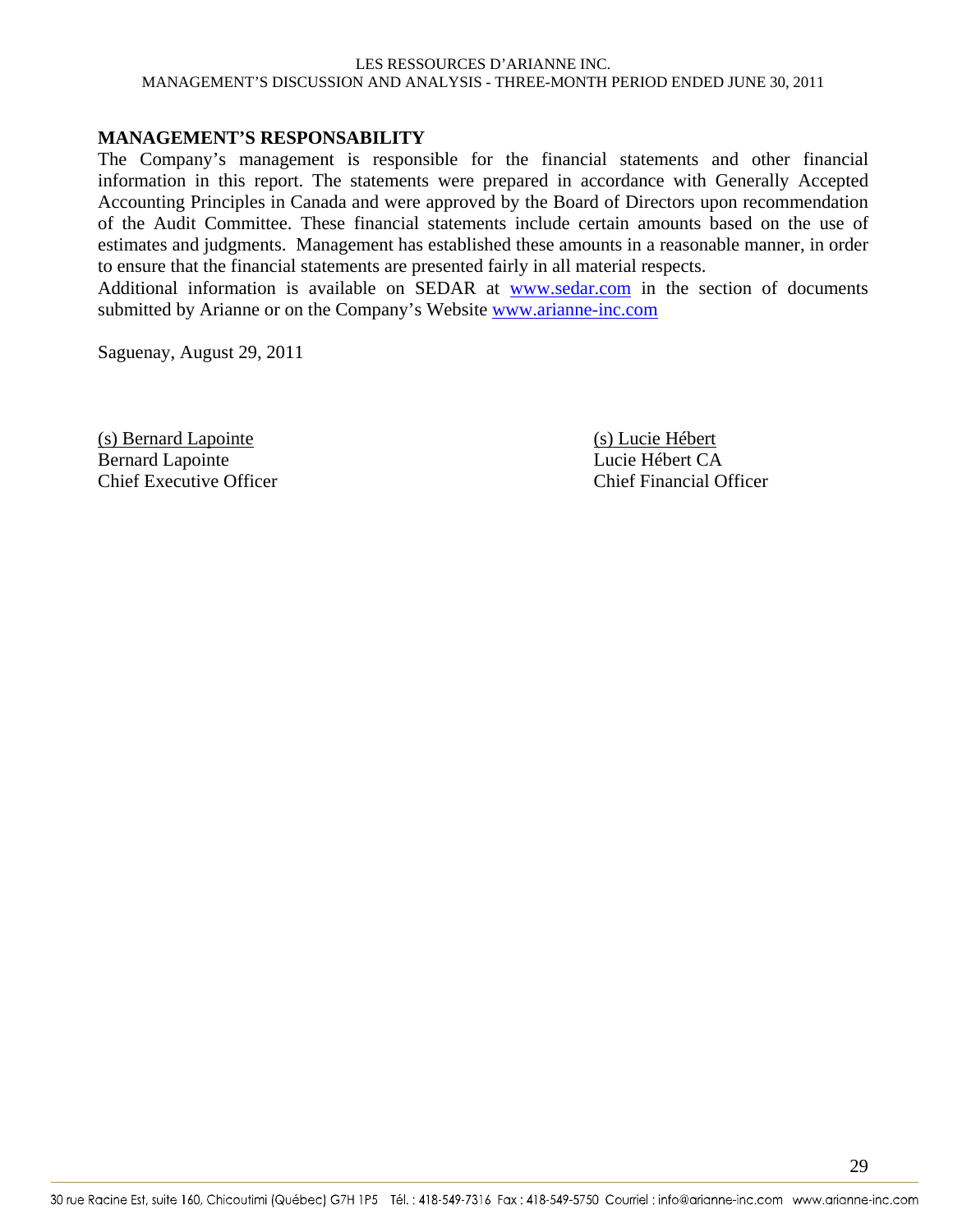## MANAGEMENT'S RESPONSABILITY

The Company's management is responsible for the financial statements and other financial information in this report. The statements were prepared in accordance with Generally Accepted Accounting Principles in Canada and were approved by the Board of Directors upon recommendation of the Audit Committee. These financial statements include certain amounts based on the use of estimates and judgments. Management has established these amounts in a reasonable manner, in order to ensure that the financial statements are presented fairly in all material respects.

Additional information is available on SEDAR at www.sedar.com in the section of documents submitted by Arianne or on the Company's Website www.arianne-inc.com

Saguenay, August 29, 2011

(s) Bernard Lapointe
Bernard Lapointe
Chief Executive Officer

(s) Lucie Hébert
Lucie Hébert CA
Chief Financial Officer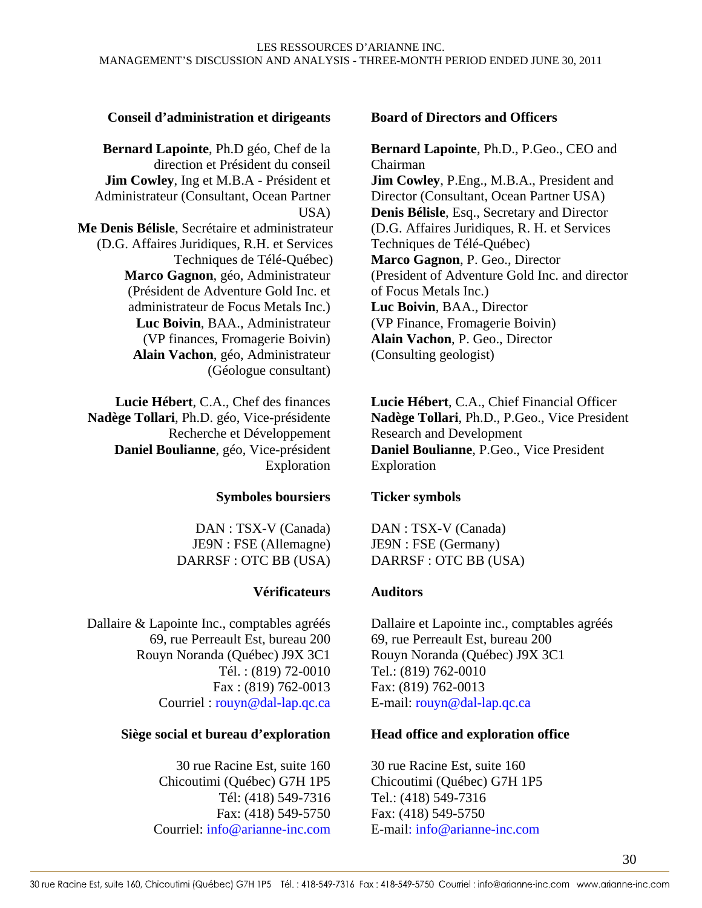## Conseil d'administration et dirigeants

**Bernard Lapointe**, Ph.D géo, Chef de la direction et Président du conseil
**Jim Cowley**, Ing et M.B.A - Président et Administrateur (Consultant, Ocean Partner USA)
**Me Denis Bélisle**, Secrétaire et administrateur (D.G. Affaires Juridiques, R.H. et Services Techniques de Télé-Québec)
**Marco Gagnon**, géo, Administrateur (Président de Adventure Gold Inc. et administrateur de Focus Metals Inc.)
**Luc Boivin**, BAA., Administrateur (VP finances, Fromagerie Boivin)
**Alain Vachon**, géo, Administrateur (Géologue consultant)

**Lucie Hébert**, C.A., Chef des finances
**Nadège Tollari**, Ph.D. géo, Vice-présidente Recherche et Développement
**Daniel Boulianne**, géo, Vice-président Exploration

### Symboles boursiers

DAN : TSX-V (Canada)
JE9N : FSE (Allemagne)
DARRSF : OTC BB (USA)

### Vérificateurs

Dallaire & Lapointe Inc., comptables agréés
69, rue Perreault Est, bureau 200
Rouyn Noranda (Québec) J9X 3C1
Tél. : (819) 72-0010
Fax : (819) 762-0013
Courriel : rouyn@dal-lap.qc.ca

### Siège social et bureau d'exploration

30 rue Racine Est, suite 160
Chicoutimi (Québec) G7H 1P5
Tél: (418) 549-7316
Fax: (418) 549-5750
Courriel: info@arianne-inc.com

## Board of Directors and Officers

**Bernard Lapointe**, Ph.D., P.Geo., CEO and Chairman
**Jim Cowley**, P.Eng., M.B.A., President and Director (Consultant, Ocean Partner USA)
**Denis Bélisle**, Esq., Secretary and Director (D.G. Affaires Juridiques, R. H. et Services Techniques de Télé-Québec)
**Marco Gagnon**, P. Geo., Director (President of Adventure Gold Inc. and director of Focus Metals Inc.)
**Luc Boivin**, BAA., Director (VP Finance, Fromagerie Boivin)
**Alain Vachon**, P. Geo., Director (Consulting geologist)

**Lucie Hébert**, C.A., Chief Financial Officer
**Nadège Tollari**, Ph.D., P.Geo., Vice President Research and Development
**Daniel Boulianne**, P.Geo., Vice President Exploration

### Ticker symbols

DAN : TSX-V (Canada)
JE9N : FSE (Germany)
DARRSF : OTC BB (USA)

### Auditors

Dallaire et Lapointe inc., comptables agréés
69, rue Perreault Est, bureau 200
Rouyn Noranda (Québec) J9X 3C1
Tel.: (819) 762-0010
Fax: (819) 762-0013
E-mail: rouyn@dal-lap.qc.ca

### Head office and exploration office

30 rue Racine Est, suite 160
Chicoutimi (Québec) G7H 1P5
Tel.: (418) 549-7316
Fax: (418) 549-5750
E-mail: info@arianne-inc.com